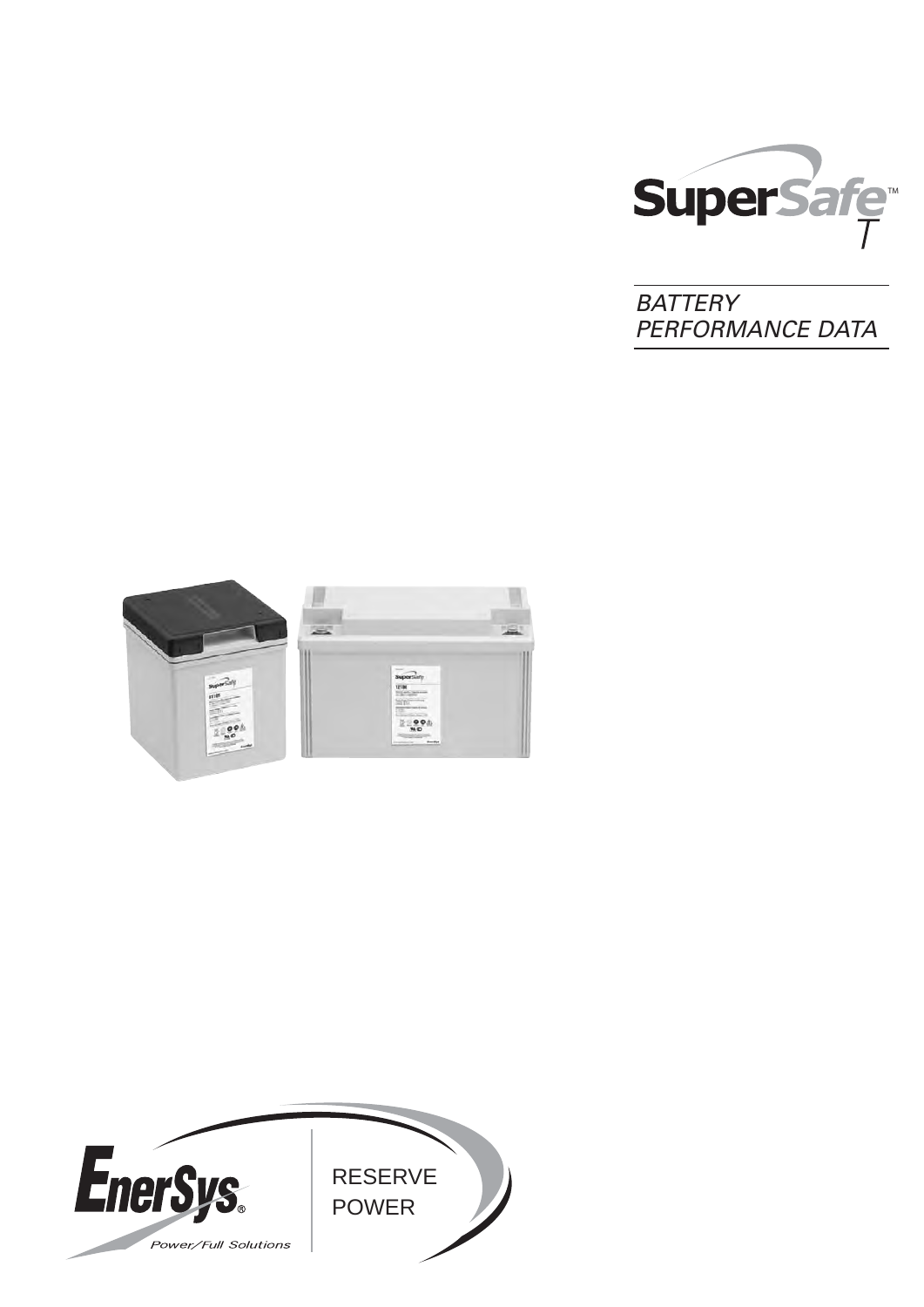# SuperSafe™ T

## BATTERY PERFORMANCE DATA

EnerSys®

Power/Full Solutions

RESERVE POWER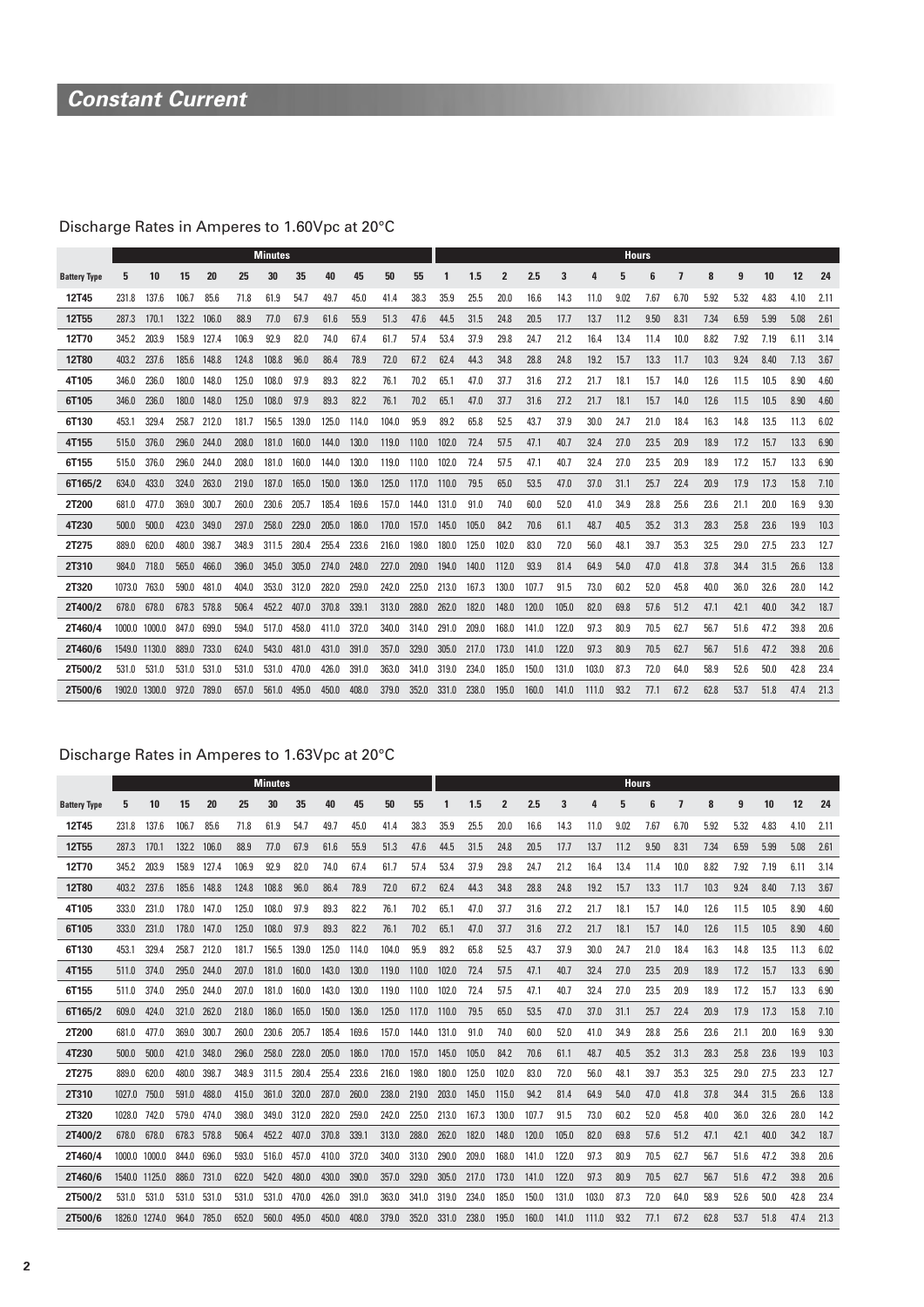# *Constant Current*

## Discharge Rates in Amperes to 1.60Vpc at 20°C

| | Minutes | | | | | | | | | | | Hours | | | | | | | | | | | | | | |
|---|---|---|---|---|---|---|---|---|---|---|---|---|---|---|---|---|---|---|---|---|---|---|---|---|---|---|
| **Battery Type** | **5** | **10** | **15** | **20** | **25** | **30** | **35** | **40** | **45** | **50** | **55** | **1** | **1.5** | **2** | **2.5** | **3** | **4** | **5** | **6** | **7** | **8** | **9** | **10** | **12** | **24** |
| **12T45** | 231.8 | 137.6 | 106.7 | 85.6 | 71.8 | 61.9 | 54.7 | 49.7 | 45.0 | 41.4 | 38.3 | 35.9 | 25.5 | 20.0 | 16.6 | 14.3 | 11.0 | 9.02 | 7.67 | 6.70 | 5.92 | 5.32 | 4.83 | 4.10 | 2.11 |
| **12T55** | 287.3 | 170.1 | 132.2 | 106.0 | 88.9 | 77.0 | 67.9 | 61.6 | 55.9 | 51.3 | 47.6 | 44.5 | 31.5 | 24.8 | 20.5 | 17.7 | 13.7 | 11.2 | 9.50 | 8.31 | 7.34 | 6.59 | 5.99 | 5.08 | 2.61 |
| **12T70** | 345.2 | 203.9 | 158.9 | 127.4 | 106.9 | 92.9 | 82.0 | 74.0 | 67.4 | 61.7 | 57.4 | 53.4 | 37.9 | 29.8 | 24.7 | 21.2 | 16.4 | 13.4 | 11.4 | 10.0 | 8.82 | 7.92 | 7.19 | 6.11 | 3.14 |
| **12T80** | 403.2 | 237.6 | 185.6 | 148.8 | 124.8 | 108.8 | 96.0 | 86.4 | 78.9 | 72.0 | 67.2 | 62.4 | 44.3 | 34.8 | 28.8 | 24.8 | 19.2 | 15.7 | 13.3 | 11.7 | 10.3 | 9.24 | 8.40 | 7.13 | 3.67 |
| **4T105** | 346.0 | 236.0 | 180.0 | 148.0 | 125.0 | 108.0 | 97.9 | 89.3 | 82.2 | 76.1 | 70.2 | 65.1 | 47.0 | 37.7 | 31.6 | 27.2 | 21.7 | 18.1 | 15.7 | 14.0 | 12.6 | 11.5 | 10.5 | 8.90 | 4.60 |
| **6T105** | 346.0 | 236.0 | 180.0 | 148.0 | 125.0 | 108.0 | 97.9 | 89.3 | 82.2 | 76.1 | 70.2 | 65.1 | 47.0 | 37.7 | 31.6 | 27.2 | 21.7 | 18.1 | 15.7 | 14.0 | 12.6 | 11.5 | 10.5 | 8.90 | 4.60 |
| **6T130** | 453.1 | 329.4 | 258.7 | 212.0 | 181.7 | 156.5 | 139.0 | 125.0 | 114.0 | 104.0 | 95.9 | 89.2 | 65.8 | 52.5 | 43.7 | 37.9 | 30.0 | 24.7 | 21.0 | 18.4 | 16.3 | 14.8 | 13.5 | 11.3 | 6.02 |
| **4T155** | 515.0 | 376.0 | 296.0 | 244.0 | 208.0 | 181.0 | 160.0 | 144.0 | 130.0 | 119.0 | 110.0 | 102.0 | 72.4 | 57.5 | 47.1 | 40.7 | 32.4 | 27.0 | 23.5 | 20.9 | 18.9 | 17.2 | 15.7 | 13.3 | 6.90 |
| **6T155** | 515.0 | 376.0 | 296.0 | 244.0 | 208.0 | 181.0 | 160.0 | 144.0 | 130.0 | 119.0 | 110.0 | 102.0 | 72.4 | 57.5 | 47.1 | 40.7 | 32.4 | 27.0 | 23.5 | 20.9 | 18.9 | 17.2 | 15.7 | 13.3 | 6.90 |
| **6T165/2** | 634.0 | 433.0 | 324.0 | 263.0 | 219.0 | 187.0 | 165.0 | 150.0 | 136.0 | 125.0 | 117.0 | 110.0 | 79.5 | 65.0 | 53.5 | 47.0 | 37.0 | 31.1 | 25.7 | 22.4 | 20.9 | 17.9 | 17.3 | 15.8 | 7.10 |
| **2T200** | 681.0 | 477.0 | 369.0 | 300.7 | 260.0 | 230.6 | 205.7 | 185.4 | 169.6 | 157.0 | 144.0 | 131.0 | 91.0 | 74.0 | 60.0 | 52.0 | 41.0 | 34.9 | 28.8 | 25.6 | 23.6 | 21.1 | 20.0 | 16.9 | 9.30 |
| **4T230** | 500.0 | 500.0 | 423.0 | 349.0 | 297.0 | 258.0 | 229.0 | 205.0 | 186.0 | 170.0 | 157.0 | 145.0 | 105.0 | 84.2 | 70.6 | 61.1 | 48.7 | 40.5 | 35.2 | 31.3 | 28.3 | 25.8 | 23.6 | 19.9 | 10.3 |
| **2T275** | 889.0 | 620.0 | 480.0 | 398.7 | 348.9 | 311.5 | 280.4 | 255.4 | 233.6 | 216.0 | 198.0 | 180.0 | 125.0 | 102.0 | 83.0 | 72.0 | 56.0 | 48.1 | 39.7 | 35.3 | 32.5 | 29.0 | 27.5 | 23.3 | 12.7 |
| **2T310** | 984.0 | 718.0 | 565.0 | 466.0 | 396.0 | 345.0 | 305.0 | 274.0 | 248.0 | 227.0 | 209.0 | 194.0 | 140.0 | 112.0 | 93.9 | 81.4 | 64.9 | 54.0 | 47.0 | 41.8 | 37.8 | 34.4 | 31.5 | 26.6 | 13.8 |
| **2T320** | 1073.0 | 763.0 | 590.0 | 481.0 | 404.0 | 353.0 | 312.0 | 282.0 | 259.0 | 242.0 | 225.0 | 213.0 | 167.3 | 130.0 | 107.7 | 91.5 | 73.0 | 60.2 | 52.0 | 45.8 | 40.0 | 36.0 | 32.6 | 28.0 | 14.2 |
| **2T400/2** | 678.0 | 678.0 | 678.3 | 578.8 | 506.4 | 452.2 | 407.0 | 370.8 | 339.1 | 313.0 | 288.0 | 262.0 | 182.0 | 148.0 | 120.0 | 105.0 | 82.0 | 69.8 | 57.6 | 51.2 | 47.1 | 42.1 | 40.0 | 34.2 | 18.7 |
| **2T460/4** | 1000.0 | 1000.0 | 847.0 | 699.0 | 594.0 | 517.0 | 458.0 | 411.0 | 372.0 | 340.0 | 314.0 | 291.0 | 209.0 | 168.0 | 141.0 | 122.0 | 97.3 | 80.9 | 70.5 | 62.7 | 56.7 | 51.6 | 47.2 | 39.8 | 20.6 |
| **2T460/6** | 1549.0 | 1130.0 | 889.0 | 733.0 | 624.0 | 543.0 | 481.0 | 431.0 | 391.0 | 357.0 | 329.0 | 305.0 | 217.0 | 173.0 | 141.0 | 122.0 | 97.3 | 80.9 | 70.5 | 62.7 | 56.7 | 51.6 | 47.2 | 39.8 | 20.6 |
| **2T500/2** | 531.0 | 531.0 | 531.0 | 531.0 | 531.0 | 531.0 | 470.0 | 426.0 | 391.0 | 363.0 | 341.0 | 319.0 | 234.0 | 185.0 | 150.0 | 131.0 | 103.0 | 87.3 | 72.0 | 64.0 | 58.9 | 52.6 | 50.0 | 42.8 | 23.4 |
| **2T500/6** | 1902.0 | 1300.0 | 972.0 | 789.0 | 657.0 | 561.0 | 495.0 | 450.0 | 408.0 | 379.0 | 352.0 | 331.0 | 238.0 | 195.0 | 160.0 | 141.0 | 111.0 | 93.2 | 77.1 | 67.2 | 62.8 | 53.7 | 51.8 | 47.4 | 21.3 |

## Discharge Rates in Amperes to 1.63Vpc at 20°C

| | Minutes | | | | | | | | | | | Hours | | | | | | | | | | | | | | |
|---|---|---|---|---|---|---|---|---|---|---|---|---|---|---|---|---|---|---|---|---|---|---|---|---|---|---|
| **Battery Type** | **5** | **10** | **15** | **20** | **25** | **30** | **35** | **40** | **45** | **50** | **55** | **1** | **1.5** | **2** | **2.5** | **3** | **4** | **5** | **6** | **7** | **8** | **9** | **10** | **12** | **24** |
| **12T45** | 231.8 | 137.6 | 106.7 | 85.6 | 71.8 | 61.9 | 54.7 | 49.7 | 45.0 | 41.4 | 38.3 | 35.9 | 25.5 | 20.0 | 16.6 | 14.3 | 11.0 | 9.02 | 7.67 | 6.70 | 5.92 | 5.32 | 4.83 | 4.10 | 2.11 |
| **12T55** | 287.3 | 170.1 | 132.2 | 106.0 | 88.9 | 77.0 | 67.9 | 61.6 | 55.9 | 51.3 | 47.6 | 44.5 | 31.5 | 24.8 | 20.5 | 17.7 | 13.7 | 11.2 | 9.50 | 8.31 | 7.34 | 6.59 | 5.99 | 5.08 | 2.61 |
| **12T70** | 345.2 | 203.9 | 158.9 | 127.4 | 106.9 | 92.9 | 82.0 | 74.0 | 67.4 | 61.7 | 57.4 | 53.4 | 37.9 | 29.8 | 24.7 | 21.2 | 16.4 | 13.4 | 11.4 | 10.0 | 8.82 | 7.92 | 7.19 | 6.11 | 3.14 |
| **12T80** | 403.2 | 237.6 | 185.6 | 148.8 | 124.8 | 108.8 | 96.0 | 86.4 | 78.9 | 72.0 | 67.2 | 62.4 | 44.3 | 34.8 | 28.8 | 24.8 | 19.2 | 15.7 | 13.3 | 11.7 | 10.3 | 9.24 | 8.40 | 7.13 | 3.67 |
| **4T105** | 333.0 | 231.0 | 178.0 | 147.0 | 125.0 | 108.0 | 97.9 | 89.3 | 82.2 | 76.1 | 70.2 | 65.1 | 47.0 | 37.7 | 31.6 | 27.2 | 21.7 | 18.1 | 15.7 | 14.0 | 12.6 | 11.5 | 10.5 | 8.90 | 4.60 |
| **6T105** | 333.0 | 231.0 | 178.0 | 147.0 | 125.0 | 108.0 | 97.9 | 89.3 | 82.2 | 76.1 | 70.2 | 65.1 | 47.0 | 37.7 | 31.6 | 27.2 | 21.7 | 18.1 | 15.7 | 14.0 | 12.6 | 11.5 | 10.5 | 8.90 | 4.60 |
| **6T130** | 453.1 | 329.4 | 258.7 | 212.0 | 181.7 | 156.5 | 139.0 | 125.0 | 114.0 | 104.0 | 95.9 | 89.2 | 65.8 | 52.5 | 43.7 | 37.9 | 30.0 | 24.7 | 21.0 | 18.4 | 16.3 | 14.8 | 13.5 | 11.3 | 6.02 |
| **4T155** | 511.0 | 374.0 | 295.0 | 244.0 | 207.0 | 181.0 | 160.0 | 143.0 | 130.0 | 119.0 | 110.0 | 102.0 | 72.4 | 57.5 | 47.1 | 40.7 | 32.4 | 27.0 | 23.5 | 20.9 | 18.9 | 17.2 | 15.7 | 13.3 | 6.90 |
| **6T155** | 511.0 | 374.0 | 295.0 | 244.0 | 207.0 | 181.0 | 160.0 | 143.0 | 130.0 | 119.0 | 110.0 | 102.0 | 72.4 | 57.5 | 47.1 | 40.7 | 32.4 | 27.0 | 23.5 | 20.9 | 18.9 | 17.2 | 15.7 | 13.3 | 6.90 |
| **6T165/2** | 609.0 | 424.0 | 321.0 | 262.0 | 218.0 | 186.0 | 165.0 | 150.0 | 136.0 | 125.0 | 117.0 | 110.0 | 79.5 | 65.0 | 53.5 | 47.0 | 37.0 | 31.1 | 25.7 | 22.4 | 20.9 | 17.9 | 17.3 | 15.8 | 7.10 |
| **2T200** | 681.0 | 477.0 | 369.0 | 300.7 | 260.0 | 230.6 | 205.7 | 185.4 | 169.6 | 157.0 | 144.0 | 131.0 | 91.0 | 74.0 | 60.0 | 52.0 | 41.0 | 34.9 | 28.8 | 25.6 | 23.6 | 21.1 | 20.0 | 16.9 | 9.30 |
| **4T230** | 500.0 | 500.0 | 421.0 | 348.0 | 296.0 | 258.0 | 228.0 | 205.0 | 186.0 | 170.0 | 157.0 | 145.0 | 105.0 | 84.2 | 70.6 | 61.1 | 48.7 | 40.5 | 35.2 | 31.3 | 28.3 | 25.8 | 23.6 | 19.9 | 10.3 |
| **2T275** | 889.0 | 620.0 | 480.0 | 398.7 | 348.9 | 311.5 | 280.4 | 255.4 | 233.6 | 216.0 | 198.0 | 180.0 | 125.0 | 102.0 | 83.0 | 72.0 | 56.0 | 48.1 | 39.7 | 35.3 | 32.5 | 29.0 | 27.5 | 23.3 | 12.7 |
| **2T310** | 1027.0 | 750.0 | 591.0 | 488.0 | 415.0 | 361.0 | 320.0 | 287.0 | 260.0 | 238.0 | 219.0 | 203.0 | 145.0 | 115.0 | 94.2 | 81.4 | 64.9 | 54.0 | 47.0 | 41.8 | 37.8 | 34.4 | 31.5 | 26.6 | 13.8 |
| **2T320** | 1028.0 | 742.0 | 579.0 | 474.0 | 398.0 | 349.0 | 312.0 | 282.0 | 259.0 | 242.0 | 225.0 | 213.0 | 167.3 | 130.0 | 107.7 | 91.5 | 73.0 | 60.2 | 52.0 | 45.8 | 40.0 | 36.0 | 32.6 | 28.0 | 14.2 |
| **2T400/2** | 678.0 | 678.0 | 678.3 | 578.8 | 506.4 | 452.2 | 407.0 | 370.8 | 339.1 | 313.0 | 288.0 | 262.0 | 182.0 | 148.0 | 120.0 | 105.0 | 82.0 | 69.8 | 57.6 | 51.2 | 47.1 | 42.1 | 40.0 | 34.2 | 18.7 |
| **2T460/4** | 1000.0 | 1000.0 | 844.0 | 696.0 | 593.0 | 516.0 | 457.0 | 410.0 | 372.0 | 340.0 | 313.0 | 290.0 | 209.0 | 168.0 | 141.0 | 122.0 | 97.3 | 80.9 | 70.5 | 62.7 | 56.7 | 51.6 | 47.2 | 39.8 | 20.6 |
| **2T460/6** | 1540.0 | 1125.0 | 886.0 | 731.0 | 622.0 | 542.0 | 480.0 | 430.0 | 390.0 | 357.0 | 329.0 | 305.0 | 217.0 | 173.0 | 141.0 | 122.0 | 97.3 | 80.9 | 70.5 | 62.7 | 56.7 | 51.6 | 47.2 | 39.8 | 20.6 |
| **2T500/2** | 531.0 | 531.0 | 531.0 | 531.0 | 531.0 | 531.0 | 470.0 | 426.0 | 391.0 | 363.0 | 341.0 | 319.0 | 234.0 | 185.0 | 150.0 | 131.0 | 103.0 | 87.3 | 72.0 | 64.0 | 58.9 | 52.6 | 50.0 | 42.8 | 23.4 |
| **2T500/6** | 1826.0 | 1274.0 | 964.0 | 785.0 | 652.0 | 560.0 | 495.0 | 450.0 | 408.0 | 379.0 | 352.0 | 331.0 | 238.0 | 195.0 | 160.0 | 141.0 | 111.0 | 93.2 | 77.1 | 67.2 | 62.8 | 53.7 | 51.8 | 47.4 | 21.3 |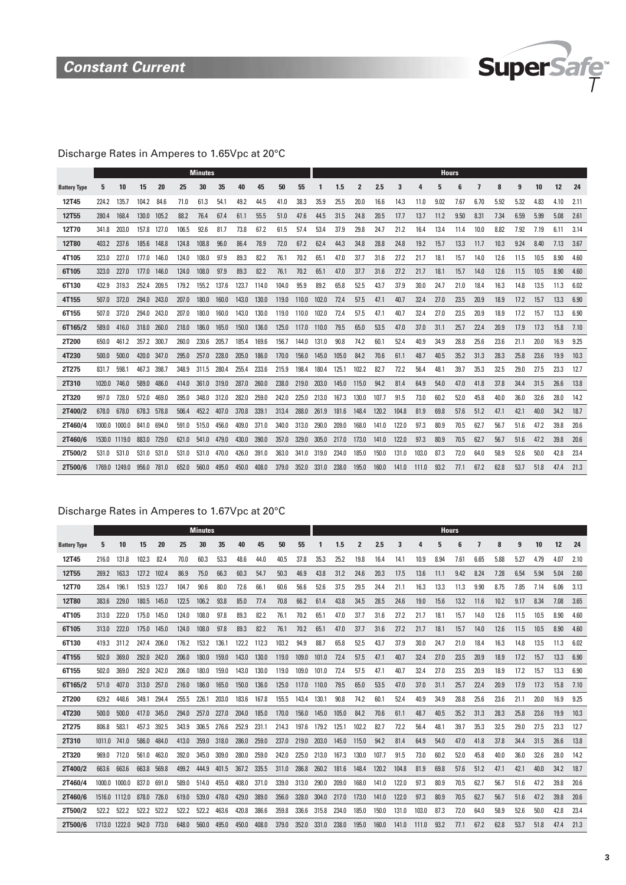## *Constant Current*

### Discharge Rates in Amperes to 1.65Vpc at 20°C

| | Minutes | | | | | | | | | | | Hours | | | | | | | | | | | | | |
|---|---|---|---|---|---|---|---|---|---|---|---|---|---|---|---|---|---|---|---|---|---|---|---|---|---|
| **Battery Type** | **5** | **10** | **15** | **20** | **25** | **30** | **35** | **40** | **45** | **50** | **55** | **1** | **1.5** | **2** | **2.5** | **3** | **4** | **5** | **6** | **7** | **8** | **9** | **10** | **12** | **24** |
| **12T45** | 224.2 | 135.7 | 104.2 | 84.6 | 71.0 | 61.3 | 54.1 | 49.2 | 44.5 | 41.0 | 38.3 | 35.9 | 25.5 | 20.0 | 16.6 | 14.3 | 11.0 | 9.02 | 7.67 | 6.70 | 5.92 | 5.32 | 4.83 | 4.10 | 2.11 |
| **12T55** | 280.4 | 168.4 | 130.0 | 105.2 | 88.2 | 76.4 | 67.4 | 61.1 | 55.5 | 51.0 | 47.6 | 44.5 | 31.5 | 24.8 | 20.5 | 17.7 | 13.7 | 11.2 | 9.50 | 8.31 | 7.34 | 6.59 | 5.99 | 5.08 | 2.61 |
| **12T70** | 341.8 | 203.0 | 157.8 | 127.0 | 106.5 | 92.6 | 81.7 | 73.8 | 67.2 | 61.5 | 57.4 | 53.4 | 37.9 | 29.8 | 24.7 | 21.2 | 16.4 | 13.4 | 11.4 | 10.0 | 8.82 | 7.92 | 7.19 | 6.11 | 3.14 |
| **12T80** | 403.2 | 237.6 | 185.6 | 148.8 | 124.8 | 108.8 | 96.0 | 86.4 | 78.9 | 72.0 | 67.2 | 62.4 | 44.3 | 34.8 | 28.8 | 24.8 | 19.2 | 15.7 | 13.3 | 11.7 | 10.3 | 9.24 | 8.40 | 7.13 | 3.67 |
| **4T105** | 323.0 | 227.0 | 177.0 | 146.0 | 124.0 | 108.0 | 97.9 | 89.3 | 82.2 | 76.1 | 70.2 | 65.1 | 47.0 | 37.7 | 31.6 | 27.2 | 21.7 | 18.1 | 15.7 | 14.0 | 12.6 | 11.5 | 10.5 | 8.90 | 4.60 |
| **6T105** | 323.0 | 227.0 | 177.0 | 146.0 | 124.0 | 108.0 | 97.9 | 89.3 | 82.2 | 76.1 | 70.2 | 65.1 | 47.0 | 37.7 | 31.6 | 27.2 | 21.7 | 18.1 | 15.7 | 14.0 | 12.6 | 11.5 | 10.5 | 8.90 | 4.60 |
| **6T130** | 432.9 | 319.3 | 252.4 | 209.5 | 179.2 | 155.2 | 137.6 | 123.7 | 114.0 | 104.0 | 95.9 | 89.2 | 65.8 | 52.5 | 43.7 | 37.9 | 30.0 | 24.7 | 21.0 | 18.4 | 16.3 | 14.8 | 13.5 | 11.3 | 6.02 |
| **4T155** | 507.0 | 372.0 | 294.0 | 243.0 | 207.0 | 180.0 | 160.0 | 143.0 | 130.0 | 119.0 | 110.0 | 102.0 | 72.4 | 57.5 | 47.1 | 40.7 | 32.4 | 27.0 | 23.5 | 20.9 | 18.9 | 17.2 | 15.7 | 13.3 | 6.90 |
| **6T155** | 507.0 | 372.0 | 294.0 | 243.0 | 207.0 | 180.0 | 160.0 | 143.0 | 130.0 | 119.0 | 110.0 | 102.0 | 72.4 | 57.5 | 47.1 | 40.7 | 32.4 | 27.0 | 23.5 | 20.9 | 18.9 | 17.2 | 15.7 | 13.3 | 6.90 |
| **6T165/2** | 589.0 | 416.0 | 318.0 | 260.0 | 218.0 | 186.0 | 165.0 | 150.0 | 136.0 | 125.0 | 117.0 | 110.0 | 79.5 | 65.0 | 53.5 | 47.0 | 37.0 | 31.1 | 25.7 | 22.4 | 20.9 | 17.9 | 17.3 | 15.8 | 7.10 |
| **2T200** | 650.0 | 461.2 | 357.2 | 300.7 | 260.0 | 230.6 | 205.7 | 185.4 | 169.6 | 156.7 | 144.0 | 131.0 | 90.8 | 74.2 | 60.1 | 52.4 | 40.9 | 34.9 | 28.8 | 25.6 | 23.6 | 21.1 | 20.0 | 16.9 | 9.25 |
| **4T230** | 500.0 | 500.0 | 420.0 | 347.0 | 295.0 | 257.0 | 228.0 | 205.0 | 186.0 | 170.0 | 156.0 | 145.0 | 105.0 | 84.2 | 70.6 | 61.1 | 48.7 | 40.5 | 35.2 | 31.3 | 28.3 | 25.8 | 23.6 | 19.9 | 10.3 |
| **2T275** | 831.7 | 598.1 | 467.3 | 398.7 | 348.9 | 311.5 | 280.4 | 255.4 | 233.6 | 215.9 | 198.4 | 180.4 | 125.1 | 102.2 | 82.7 | 72.2 | 56.4 | 48.1 | 39.7 | 35.3 | 32.5 | 29.0 | 27.5 | 23.3 | 12.7 |
| **2T310** | 1020.0 | 746.0 | 589.0 | 486.0 | 414.0 | 361.0 | 319.0 | 287.0 | 260.0 | 238.0 | 219.0 | 203.0 | 145.0 | 115.0 | 94.2 | 81.4 | 64.9 | 54.0 | 47.0 | 41.8 | 37.8 | 34.4 | 31.5 | 26.6 | 13.8 |
| **2T320** | 997.0 | 728.0 | 572.0 | 469.0 | 395.0 | 348.0 | 312.0 | 282.0 | 259.0 | 242.0 | 225.0 | 213.0 | 167.3 | 130.0 | 107.7 | 91.5 | 73.0 | 60.2 | 52.0 | 45.8 | 40.0 | 36.0 | 32.6 | 28.0 | 14.2 |
| **2T400/2** | 678.0 | 678.0 | 678.3 | 578.8 | 506.4 | 452.2 | 407.0 | 370.8 | 339.1 | 313.4 | 288.0 | 261.9 | 181.6 | 148.4 | 120.2 | 104.8 | 81.9 | 69.8 | 57.6 | 51.2 | 47.1 | 42.1 | 40.0 | 34.2 | 18.7 |
| **2T460/4** | 1000.0 | 1000.0 | 841.0 | 694.0 | 591.0 | 515.0 | 456.0 | 409.0 | 371.0 | 340.0 | 313.0 | 290.0 | 209.0 | 168.0 | 141.0 | 122.0 | 97.3 | 80.9 | 70.5 | 62.7 | 56.7 | 51.6 | 47.2 | 39.8 | 20.6 |
| **2T460/6** | 1530.0 | 1119.0 | 883.0 | 729.0 | 621.0 | 541.0 | 479.0 | 430.0 | 390.0 | 357.0 | 329.0 | 305.0 | 217.0 | 173.0 | 141.0 | 122.0 | 97.3 | 80.9 | 70.5 | 62.7 | 56.7 | 51.6 | 47.2 | 39.8 | 20.6 |
| **2T500/2** | 531.0 | 531.0 | 531.0 | 531.0 | 531.0 | 531.0 | 470.0 | 426.0 | 391.0 | 363.0 | 341.0 | 319.0 | 234.0 | 185.0 | 150.0 | 131.0 | 103.0 | 87.3 | 72.0 | 64.0 | 58.9 | 52.6 | 50.0 | 42.8 | 23.4 |
| **2T500/6** | 1769.0 | 1249.0 | 956.0 | 781.0 | 652.0 | 560.0 | 495.0 | 450.0 | 408.0 | 379.0 | 352.0 | 331.0 | 238.0 | 195.0 | 160.0 | 141.0 | 111.0 | 93.2 | 77.1 | 67.2 | 62.8 | 53.7 | 51.8 | 47.4 | 21.3 |

### Discharge Rates in Amperes to 1.67Vpc at 20°C

| | Minutes | | | | | | | | | | | Hours | | | | | | | | | | | | | |
|---|---|---|---|---|---|---|---|---|---|---|---|---|---|---|---|---|---|---|---|---|---|---|---|---|---|
| **Battery Type** | **5** | **10** | **15** | **20** | **25** | **30** | **35** | **40** | **45** | **50** | **55** | **1** | **1.5** | **2** | **2.5** | **3** | **4** | **5** | **6** | **7** | **8** | **9** | **10** | **12** | **24** |
| **12T45** | 216.0 | 131.8 | 102.3 | 82.4 | 70.0 | 60.3 | 53.3 | 48.6 | 44.0 | 40.5 | 37.8 | 35.3 | 25.2 | 19.8 | 16.4 | 14.1 | 10.9 | 8.94 | 7.61 | 6.65 | 5.88 | 5.27 | 4.79 | 4.07 | 2.10 |
| **12T55** | 269.2 | 163.3 | 127.2 | 102.4 | 86.9 | 75.0 | 66.3 | 60.3 | 54.7 | 50.3 | 46.9 | 43.8 | 31.2 | 24.6 | 20.3 | 17.5 | 13.6 | 11.1 | 9.42 | 8.24 | 7.28 | 6.54 | 5.94 | 5.04 | 2.60 |
| **12T70** | 326.4 | 196.1 | 153.9 | 123.7 | 104.7 | 90.6 | 80.0 | 72.6 | 66.1 | 60.6 | 56.6 | 52.6 | 37.5 | 29.5 | 24.4 | 21.1 | 16.3 | 13.3 | 11.3 | 9.90 | 8.75 | 7.85 | 7.14 | 6.06 | 3.13 |
| **12T80** | 383.6 | 229.0 | 180.5 | 145.0 | 122.5 | 106.2 | 93.8 | 85.0 | 77.4 | 70.8 | 66.2 | 61.4 | 43.8 | 34.5 | 28.5 | 24.6 | 19.0 | 15.6 | 13.2 | 11.6 | 10.2 | 9.17 | 8.34 | 7.08 | 3.65 |
| **4T105** | 313.0 | 222.0 | 175.0 | 145.0 | 124.0 | 108.0 | 97.8 | 89.3 | 82.2 | 76.1 | 70.2 | 65.1 | 47.0 | 37.7 | 31.6 | 27.2 | 21.7 | 18.1 | 15.7 | 14.0 | 12.6 | 11.5 | 10.5 | 8.90 | 4.60 |
| **6T105** | 313.0 | 222.0 | 175.0 | 145.0 | 124.0 | 108.0 | 97.8 | 89.3 | 82.2 | 76.1 | 70.2 | 65.1 | 47.0 | 37.7 | 31.6 | 27.2 | 21.7 | 18.1 | 15.7 | 14.0 | 12.6 | 11.5 | 10.5 | 8.90 | 4.60 |
| **6T130** | 419.3 | 311.2 | 247.4 | 206.0 | 176.2 | 153.2 | 136.1 | 122.2 | 112.3 | 103.2 | 94.9 | 88.7 | 65.8 | 52.5 | 43.7 | 37.9 | 30.0 | 24.7 | 21.0 | 18.4 | 16.3 | 14.8 | 13.5 | 11.3 | 6.02 |
| **4T155** | 502.0 | 369.0 | 292.0 | 242.0 | 206.0 | 180.0 | 159.0 | 143.0 | 130.0 | 119.0 | 109.0 | 101.0 | 72.4 | 57.5 | 47.1 | 40.7 | 32.4 | 27.0 | 23.5 | 20.9 | 18.9 | 17.2 | 15.7 | 13.3 | 6.90 |
| **6T155** | 502.0 | 369.0 | 292.0 | 242.0 | 206.0 | 180.0 | 159.0 | 143.0 | 130.0 | 119.0 | 109.0 | 101.0 | 72.4 | 57.5 | 47.1 | 40.7 | 32.4 | 27.0 | 23.5 | 20.9 | 18.9 | 17.2 | 15.7 | 13.3 | 6.90 |
| **6T165/2** | 571.0 | 407.0 | 313.0 | 257.0 | 216.0 | 186.0 | 165.0 | 150.0 | 136.0 | 125.0 | 117.0 | 110.0 | 79.5 | 65.0 | 53.5 | 47.0 | 37.0 | 31.1 | 25.7 | 22.4 | 20.9 | 17.9 | 17.3 | 15.8 | 7.10 |
| **2T200** | 629.2 | 448.6 | 349.1 | 294.4 | 255.5 | 226.1 | 203.0 | 183.6 | 167.8 | 155.5 | 143.4 | 130.1 | 90.8 | 74.2 | 60.1 | 52.4 | 40.9 | 34.9 | 28.8 | 25.6 | 23.6 | 21.1 | 20.0 | 16.9 | 9.25 |
| **4T230** | 500.0 | 500.0 | 417.0 | 345.0 | 294.0 | 257.0 | 227.0 | 204.0 | 185.0 | 170.0 | 156.0 | 145.0 | 105.0 | 84.2 | 70.6 | 61.1 | 48.7 | 40.5 | 35.2 | 31.3 | 28.3 | 25.8 | 23.6 | 19.9 | 10.3 |
| **2T275** | 806.8 | 583.1 | 457.3 | 392.5 | 343.9 | 306.5 | 276.6 | 252.9 | 231.1 | 214.3 | 197.6 | 179.2 | 125.1 | 102.2 | 82.7 | 72.2 | 56.4 | 48.1 | 39.7 | 35.3 | 32.5 | 29.0 | 27.5 | 23.3 | 12.7 |
| **2T310** | 1011.0 | 741.0 | 586.0 | 484.0 | 413.0 | 359.0 | 318.0 | 286.0 | 259.0 | 237.0 | 219.0 | 203.0 | 145.0 | 115.0 | 94.2 | 81.4 | 64.9 | 54.0 | 47.0 | 41.8 | 37.8 | 34.4 | 31.5 | 26.6 | 13.8 |
| **2T320** | 969.0 | 712.0 | 561.0 | 463.0 | 392.0 | 345.0 | 309.0 | 280.0 | 259.0 | 242.0 | 225.0 | 213.0 | 167.3 | 130.0 | 107.7 | 91.5 | 73.0 | 60.2 | 52.0 | 45.8 | 40.0 | 36.0 | 32.6 | 28.0 | 14.2 |
| **2T400/2** | 663.6 | 663.6 | 663.8 | 569.8 | 499.2 | 444.9 | 401.5 | 367.2 | 335.5 | 311.0 | 286.8 | 260.2 | 181.6 | 148.4 | 120.2 | 104.8 | 81.9 | 69.8 | 57.6 | 51.2 | 47.1 | 42.1 | 40.0 | 34.2 | 18.7 |
| **2T460/4** | 1000.0 | 1000.0 | 837.0 | 691.0 | 589.0 | 514.0 | 455.0 | 408.0 | 371.0 | 339.0 | 313.0 | 290.0 | 209.0 | 168.0 | 141.0 | 122.0 | 97.3 | 80.9 | 70.5 | 62.7 | 56.7 | 51.6 | 47.2 | 39.8 | 20.6 |
| **2T460/6** | 1516.0 | 1112.0 | 878.0 | 726.0 | 619.0 | 539.0 | 478.0 | 429.0 | 389.0 | 356.0 | 328.0 | 304.0 | 217.0 | 173.0 | 141.0 | 122.0 | 97.3 | 80.9 | 70.5 | 62.7 | 56.7 | 51.6 | 47.2 | 39.8 | 20.6 |
| **2T500/2** | 522.2 | 522.2 | 522.2 | 522.2 | 522.2 | 522.2 | 463.6 | 420.8 | 386.6 | 359.8 | 336.6 | 315.8 | 234.0 | 185.0 | 150.0 | 131.0 | 103.0 | 87.3 | 72.0 | 64.0 | 58.9 | 52.6 | 50.0 | 42.8 | 23.4 |
| **2T500/6** | 1713.0 | 1222.0 | 942.0 | 773.0 | 648.0 | 560.0 | 495.0 | 450.0 | 408.0 | 379.0 | 352.0 | 331.0 | 238.0 | 195.0 | 160.0 | 141.0 | 111.0 | 93.2 | 77.1 | 67.2 | 62.8 | 53.7 | 51.8 | 47.4 | 21.3 |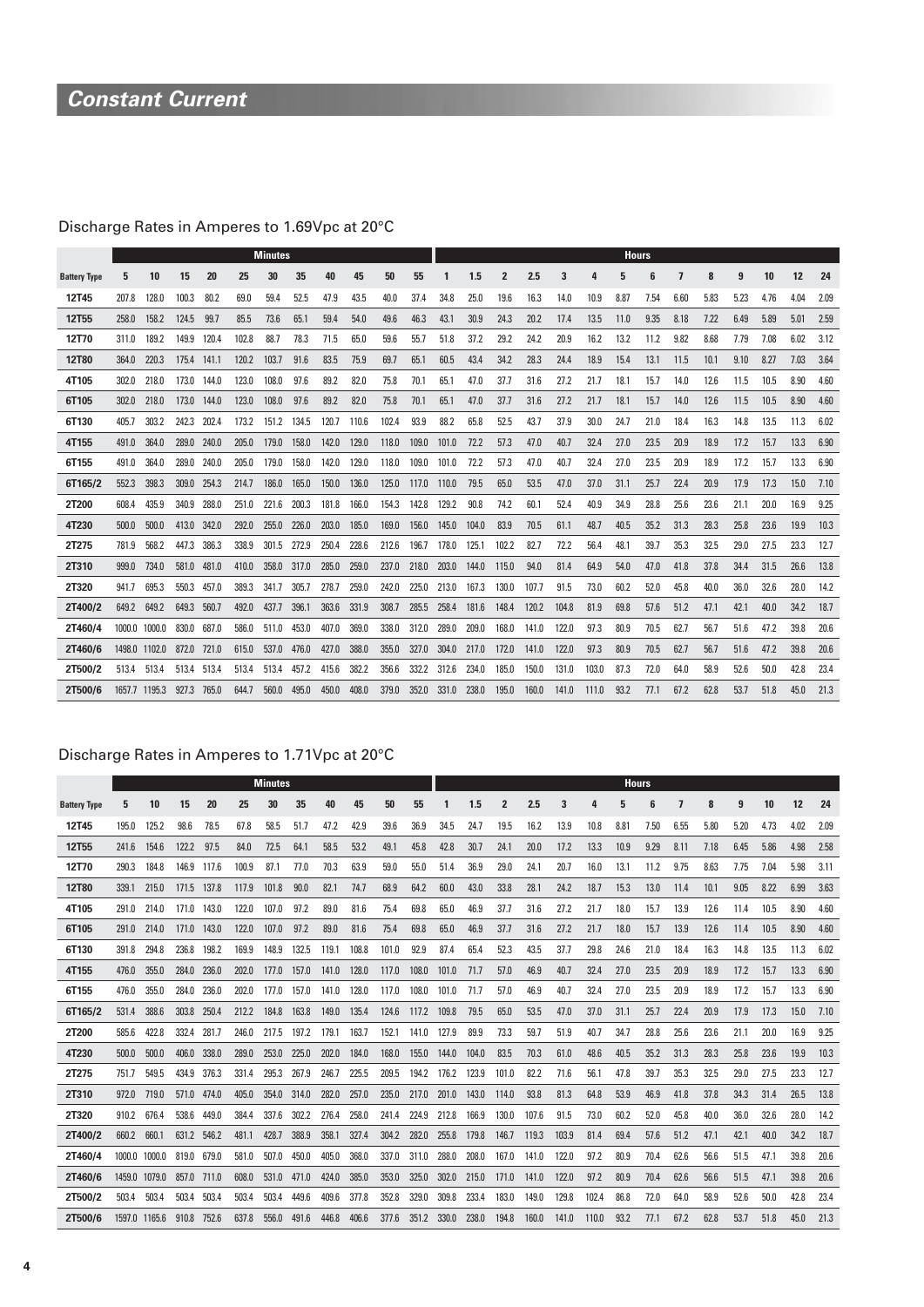## Constant Current

### Discharge Rates in Amperes to 1.69Vpc at 20°C

| | Minutes | | | | | | | | | | | Hours | | | | | | | | | | | | | | |
|---|---|---|---|---|---|---|---|---|---|---|---|---|---|---|---|---|---|---|---|---|---|---|---|---|---|---|
| **Battery Type** | **5** | **10** | **15** | **20** | **25** | **30** | **35** | **40** | **45** | **50** | **55** | **1** | **1.5** | **2** | **2.5** | **3** | **4** | **5** | **6** | **7** | **8** | **9** | **10** | **12** | **24** |
| **12T45** | 207.8 | 128.0 | 100.3 | 80.2 | 69.0 | 59.4 | 52.5 | 47.9 | 43.5 | 40.0 | 37.4 | 34.8 | 25.0 | 19.6 | 16.3 | 14.0 | 10.9 | 8.87 | 7.54 | 6.60 | 5.83 | 5.23 | 4.76 | 4.04 | 2.09 |
| **12T55** | 258.0 | 158.2 | 124.5 | 99.7 | 85.5 | 73.6 | 65.1 | 59.4 | 54.0 | 49.6 | 46.3 | 43.1 | 30.9 | 24.3 | 20.2 | 17.4 | 13.5 | 11.0 | 9.35 | 8.18 | 7.22 | 6.49 | 5.89 | 5.01 | 2.59 |
| **12T70** | 311.0 | 189.2 | 149.9 | 120.4 | 102.8 | 88.7 | 78.3 | 71.5 | 65.0 | 59.6 | 55.7 | 51.8 | 37.2 | 29.2 | 24.2 | 20.9 | 16.2 | 13.2 | 11.2 | 9.82 | 8.68 | 7.79 | 7.08 | 6.02 | 3.12 |
| **12T80** | 364.0 | 220.3 | 175.4 | 141.1 | 120.2 | 103.7 | 91.6 | 83.5 | 75.9 | 69.7 | 65.1 | 60.5 | 43.4 | 34.2 | 28.3 | 24.4 | 18.9 | 15.4 | 13.1 | 11.5 | 10.1 | 9.10 | 8.27 | 7.03 | 3.64 |
| **4T105** | 302.0 | 218.0 | 173.0 | 144.0 | 123.0 | 108.0 | 97.6 | 89.2 | 82.0 | 75.8 | 70.1 | 65.1 | 47.0 | 37.7 | 31.6 | 27.2 | 21.7 | 18.1 | 15.7 | 14.0 | 12.6 | 11.5 | 10.5 | 8.90 | 4.60 |
| **6T105** | 302.0 | 218.0 | 173.0 | 144.0 | 123.0 | 108.0 | 97.6 | 89.2 | 82.0 | 75.8 | 70.1 | 65.1 | 47.0 | 37.7 | 31.6 | 27.2 | 21.7 | 18.1 | 15.7 | 14.0 | 12.6 | 11.5 | 10.5 | 8.90 | 4.60 |
| **6T130** | 405.7 | 303.2 | 242.3 | 202.4 | 173.2 | 151.2 | 134.5 | 120.7 | 110.6 | 102.4 | 93.9 | 88.2 | 65.8 | 52.5 | 43.7 | 37.9 | 30.0 | 24.7 | 21.0 | 18.4 | 16.3 | 14.8 | 13.5 | 11.3 | 6.02 |
| **4T155** | 491.0 | 364.0 | 289.0 | 240.0 | 205.0 | 179.0 | 158.0 | 142.0 | 129.0 | 118.0 | 109.0 | 101.0 | 72.2 | 57.3 | 47.0 | 40.7 | 32.4 | 27.0 | 23.5 | 20.9 | 18.9 | 17.2 | 15.7 | 13.3 | 6.90 |
| **6T155** | 491.0 | 364.0 | 289.0 | 240.0 | 205.0 | 179.0 | 158.0 | 142.0 | 129.0 | 118.0 | 109.0 | 101.0 | 72.2 | 57.3 | 47.0 | 40.7 | 32.4 | 27.0 | 23.5 | 20.9 | 18.9 | 17.2 | 15.7 | 13.3 | 6.90 |
| **6T165/2** | 552.3 | 398.3 | 309.0 | 254.3 | 214.7 | 186.0 | 165.0 | 150.0 | 136.0 | 125.0 | 117.0 | 110.0 | 79.5 | 65.0 | 53.5 | 47.0 | 37.0 | 31.1 | 25.7 | 22.4 | 20.9 | 17.9 | 17.3 | 15.0 | 7.10 |
| **2T200** | 608.4 | 435.9 | 340.9 | 288.0 | 251.0 | 221.6 | 200.3 | 181.8 | 166.0 | 154.3 | 142.8 | 129.2 | 90.8 | 74.2 | 60.1 | 52.4 | 40.9 | 34.9 | 28.8 | 25.6 | 23.6 | 21.1 | 20.0 | 16.9 | 9.25 |
| **4T230** | 500.0 | 500.0 | 413.0 | 342.0 | 292.0 | 255.0 | 226.0 | 203.0 | 185.0 | 169.0 | 156.0 | 145.0 | 104.0 | 83.9 | 70.5 | 61.1 | 48.7 | 40.5 | 35.2 | 31.3 | 28.3 | 25.8 | 23.6 | 19.9 | 10.3 |
| **2T275** | 781.9 | 568.2 | 447.3 | 386.3 | 338.9 | 301.5 | 272.9 | 250.4 | 228.6 | 212.6 | 196.7 | 178.0 | 125.1 | 102.2 | 82.7 | 72.2 | 56.4 | 48.1 | 39.7 | 35.3 | 32.5 | 29.0 | 27.5 | 23.3 | 12.7 |
| **2T310** | 999.0 | 734.0 | 581.0 | 481.0 | 410.0 | 358.0 | 317.0 | 285.0 | 259.0 | 237.0 | 218.0 | 203.0 | 144.0 | 115.0 | 94.0 | 81.4 | 64.9 | 54.0 | 47.0 | 41.8 | 37.8 | 34.4 | 31.5 | 26.6 | 13.8 |
| **2T320** | 941.7 | 695.3 | 550.3 | 457.0 | 389.3 | 341.7 | 305.7 | 278.7 | 259.0 | 242.0 | 225.0 | 213.0 | 167.3 | 130.0 | 107.7 | 91.5 | 73.0 | 60.2 | 52.0 | 45.8 | 40.0 | 36.0 | 32.6 | 28.0 | 14.2 |
| **2T400/2** | 649.2 | 649.2 | 649.3 | 560.7 | 492.0 | 437.7 | 396.1 | 363.6 | 331.9 | 308.7 | 285.5 | 258.4 | 181.6 | 148.4 | 120.2 | 104.8 | 81.9 | 69.8 | 57.6 | 51.2 | 47.1 | 42.1 | 40.0 | 34.2 | 18.7 |
| **2T460/4** | 1000.0 | 1000.0 | 830.0 | 687.0 | 586.0 | 511.0 | 453.0 | 407.0 | 369.0 | 338.0 | 312.0 | 289.0 | 209.0 | 168.0 | 141.0 | 122.0 | 97.3 | 80.9 | 70.5 | 62.7 | 56.7 | 51.6 | 47.2 | 39.8 | 20.6 |
| **2T460/6** | 1498.0 | 1102.0 | 872.0 | 721.0 | 615.0 | 537.0 | 476.0 | 427.0 | 388.0 | 355.0 | 327.0 | 304.0 | 217.0 | 172.0 | 141.0 | 122.0 | 97.3 | 80.9 | 70.5 | 62.7 | 56.7 | 51.6 | 47.2 | 39.8 | 20.6 |
| **2T500/2** | 513.4 | 513.4 | 513.4 | 513.4 | 513.4 | 513.4 | 457.2 | 415.6 | 382.2 | 356.6 | 332.2 | 312.6 | 234.0 | 185.0 | 150.0 | 131.0 | 103.0 | 87.3 | 72.0 | 64.0 | 58.9 | 52.6 | 50.0 | 42.8 | 23.4 |
| **2T500/6** | 1657.7 | 1195.3 | 927.3 | 765.0 | 644.7 | 560.0 | 495.0 | 450.0 | 408.0 | 379.0 | 352.0 | 331.0 | 238.0 | 195.0 | 160.0 | 141.0 | 111.0 | 93.2 | 77.1 | 67.2 | 62.8 | 53.7 | 51.8 | 45.0 | 21.3 |

### Discharge Rates in Amperes to 1.71Vpc at 20°C

| | Minutes | | | | | | | | | | | Hours | | | | | | | | | | | | | | |
|---|---|---|---|---|---|---|---|---|---|---|---|---|---|---|---|---|---|---|---|---|---|---|---|---|---|---|
| **Battery Type** | **5** | **10** | **15** | **20** | **25** | **30** | **35** | **40** | **45** | **50** | **55** | **1** | **1.5** | **2** | **2.5** | **3** | **4** | **5** | **6** | **7** | **8** | **9** | **10** | **12** | **24** |
| **12T45** | 195.0 | 125.2 | 98.6 | 78.5 | 67.8 | 58.5 | 51.7 | 47.2 | 42.9 | 39.6 | 36.9 | 34.5 | 24.7 | 19.5 | 16.2 | 13.9 | 10.8 | 8.81 | 7.50 | 6.55 | 5.80 | 5.20 | 4.73 | 4.02 | 2.09 |
| **12T55** | 241.6 | 154.6 | 122.2 | 97.5 | 84.0 | 72.5 | 64.1 | 58.5 | 53.2 | 49.1 | 45.8 | 42.8 | 30.7 | 24.1 | 20.0 | 17.2 | 13.3 | 10.9 | 9.29 | 8.11 | 7.18 | 6.45 | 5.86 | 4.98 | 2.58 |
| **12T70** | 290.3 | 184.8 | 146.9 | 117.6 | 100.9 | 87.1 | 77.0 | 70.3 | 63.9 | 59.0 | 55.0 | 51.4 | 36.9 | 29.0 | 24.1 | 20.7 | 16.0 | 13.1 | 11.2 | 9.75 | 8.63 | 7.75 | 7.04 | 5.98 | 3.11 |
| **12T80** | 339.1 | 215.0 | 171.5 | 137.8 | 117.9 | 101.8 | 90.0 | 82.1 | 74.7 | 68.9 | 64.2 | 60.0 | 43.0 | 33.8 | 28.1 | 24.2 | 18.7 | 15.3 | 13.0 | 11.4 | 10.1 | 9.05 | 8.22 | 6.99 | 3.63 |
| **4T105** | 291.0 | 214.0 | 171.0 | 143.0 | 122.0 | 107.0 | 97.2 | 89.0 | 81.6 | 75.4 | 69.8 | 65.0 | 46.9 | 37.7 | 31.6 | 27.2 | 21.7 | 18.0 | 15.7 | 13.9 | 12.6 | 11.4 | 10.5 | 8.90 | 4.60 |
| **6T105** | 291.0 | 214.0 | 171.0 | 143.0 | 122.0 | 107.0 | 97.2 | 89.0 | 81.6 | 75.4 | 69.8 | 65.0 | 46.9 | 37.7 | 31.6 | 27.2 | 21.7 | 18.0 | 15.7 | 13.9 | 12.6 | 11.4 | 10.5 | 8.90 | 4.60 |
| **6T130** | 391.8 | 294.8 | 236.8 | 198.2 | 169.9 | 148.9 | 132.5 | 119.1 | 108.8 | 101.0 | 92.9 | 87.4 | 65.4 | 52.3 | 43.5 | 37.7 | 29.8 | 24.6 | 21.0 | 18.4 | 16.3 | 14.8 | 13.5 | 11.3 | 6.02 |
| **4T155** | 476.0 | 355.0 | 284.0 | 236.0 | 202.0 | 177.0 | 157.0 | 141.0 | 128.0 | 117.0 | 108.0 | 101.0 | 71.7 | 57.0 | 46.9 | 40.7 | 32.4 | 27.0 | 23.5 | 20.9 | 18.9 | 17.2 | 15.7 | 13.3 | 6.90 |
| **6T155** | 476.0 | 355.0 | 284.0 | 236.0 | 202.0 | 177.0 | 157.0 | 141.0 | 128.0 | 117.0 | 108.0 | 101.0 | 71.7 | 57.0 | 46.9 | 40.7 | 32.4 | 27.0 | 23.5 | 20.9 | 18.9 | 17.2 | 15.7 | 13.3 | 6.90 |
| **6T165/2** | 531.4 | 388.6 | 303.8 | 250.4 | 212.2 | 184.8 | 163.8 | 149.0 | 135.4 | 124.6 | 117.2 | 109.8 | 79.5 | 65.0 | 53.5 | 47.0 | 37.0 | 31.1 | 25.7 | 22.4 | 20.9 | 17.9 | 17.3 | 15.0 | 7.10 |
| **2T200** | 585.6 | 422.8 | 332.4 | 281.7 | 246.0 | 217.5 | 197.2 | 179.1 | 163.7 | 152.1 | 141.0 | 127.9 | 89.9 | 73.3 | 59.7 | 51.9 | 40.7 | 34.7 | 28.8 | 25.6 | 23.6 | 21.1 | 20.0 | 16.9 | 9.25 |
| **4T230** | 500.0 | 500.0 | 406.0 | 338.0 | 289.0 | 253.0 | 225.0 | 202.0 | 184.0 | 168.0 | 155.0 | 144.0 | 104.0 | 83.5 | 70.3 | 61.0 | 48.6 | 40.5 | 35.2 | 31.3 | 28.3 | 25.8 | 23.6 | 19.9 | 10.3 |
| **2T275** | 751.7 | 549.5 | 434.9 | 376.3 | 331.4 | 295.3 | 267.9 | 246.7 | 225.5 | 209.5 | 194.2 | 176.2 | 123.9 | 101.0 | 82.2 | 71.6 | 56.1 | 47.8 | 39.7 | 35.3 | 32.5 | 29.0 | 27.5 | 23.3 | 12.7 |
| **2T310** | 972.0 | 719.0 | 571.0 | 474.0 | 405.0 | 354.0 | 314.0 | 282.0 | 257.0 | 235.0 | 217.0 | 201.0 | 143.0 | 114.0 | 93.8 | 81.3 | 64.8 | 53.9 | 46.9 | 41.8 | 37.8 | 34.3 | 31.4 | 26.5 | 13.8 |
| **2T320** | 910.2 | 676.4 | 538.6 | 449.0 | 384.4 | 337.6 | 302.2 | 276.4 | 258.0 | 241.4 | 224.9 | 212.8 | 166.9 | 130.0 | 107.6 | 91.5 | 73.0 | 60.2 | 52.0 | 45.8 | 40.0 | 36.0 | 32.6 | 28.0 | 14.2 |
| **2T400/2** | 660.2 | 660.1 | 631.2 | 546.2 | 481.1 | 428.7 | 388.9 | 358.1 | 327.4 | 304.2 | 282.0 | 255.8 | 179.8 | 146.7 | 119.3 | 103.9 | 81.4 | 69.4 | 57.6 | 51.2 | 47.1 | 42.1 | 40.0 | 34.2 | 18.7 |
| **2T460/4** | 1000.0 | 1000.0 | 819.0 | 679.0 | 581.0 | 507.0 | 450.0 | 405.0 | 368.0 | 337.0 | 311.0 | 288.0 | 208.0 | 167.0 | 141.0 | 122.0 | 97.2 | 80.9 | 70.4 | 62.6 | 56.6 | 51.5 | 47.1 | 39.8 | 20.6 |
| **2T460/6** | 1459.0 | 1079.0 | 857.0 | 711.0 | 608.0 | 531.0 | 471.0 | 424.0 | 385.0 | 353.0 | 325.0 | 302.0 | 215.0 | 171.0 | 141.0 | 122.0 | 97.2 | 80.9 | 70.4 | 62.6 | 56.6 | 51.5 | 47.1 | 39.8 | 20.6 |
| **2T500/2** | 503.4 | 503.4 | 503.4 | 503.4 | 503.4 | 503.4 | 449.6 | 409.6 | 377.8 | 352.8 | 329.0 | 309.8 | 233.4 | 183.0 | 149.0 | 129.8 | 102.4 | 86.8 | 72.0 | 64.0 | 58.9 | 52.6 | 50.0 | 42.8 | 23.4 |
| **2T500/6** | 1597.0 | 1165.6 | 910.8 | 752.6 | 637.8 | 556.0 | 491.6 | 446.8 | 406.6 | 377.6 | 351.2 | 330.0 | 238.0 | 194.8 | 160.0 | 141.0 | 110.0 | 93.2 | 77.1 | 67.2 | 62.8 | 53.7 | 51.8 | 45.0 | 21.3 |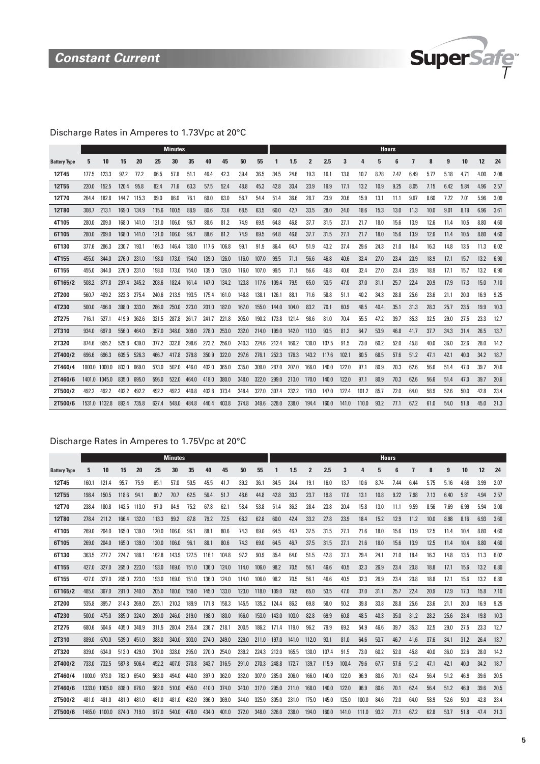## Constant Current

SuperSafe T

### Discharge Rates in Amperes to 1.73Vpc at 20°C

| | Minutes | | | | | | | | | | | Hours | | | | | | | | | | | | | |
|---|---|---|---|---|---|---|---|---|---|---|---|---|---|---|---|---|---|---|---|---|---|---|---|---|---|
| Battery Type | 5 | 10 | 15 | 20 | 25 | 30 | 35 | 40 | 45 | 50 | 55 | 1 | 1.5 | 2 | 2.5 | 3 | 4 | 5 | 6 | 7 | 8 | 9 | 10 | 12 | 24 |
| 12T45 | 177.5 | 123.3 | 97.2 | 77.2 | 66.5 | 57.8 | 51.1 | 46.4 | 42.3 | 39.4 | 36.5 | 34.5 | 24.6 | 19.3 | 16.1 | 13.8 | 10.7 | 8.78 | 7.47 | 6.49 | 5.77 | 5.18 | 4.71 | 4.00 | 2.08 |
| 12T55 | 220.0 | 152.5 | 120.4 | 95.8 | 82.4 | 71.6 | 63.3 | 57.5 | 52.4 | 48.8 | 45.3 | 42.8 | 30.4 | 23.9 | 19.9 | 17.1 | 13.2 | 10.9 | 9.25 | 8.05 | 7.15 | 6.42 | 5.84 | 4.96 | 2.57 |
| 12T70 | 264.4 | 182.8 | 144.7 | 115.3 | 99.0 | 86.0 | 76.1 | 69.0 | 63.0 | 58.7 | 54.4 | 51.4 | 36.6 | 28.7 | 23.9 | 20.6 | 15.9 | 13.1 | 11.1 | 9.67 | 8.60 | 7.72 | 7.01 | 5.96 | 3.09 |
| 12T80 | 308.7 | 213.1 | 169.0 | 134.9 | 115.6 | 100.5 | 88.9 | 80.6 | 73.6 | 68.5 | 63.5 | 60.0 | 42.7 | 33.5 | 28.0 | 24.0 | 18.6 | 15.3 | 13.0 | 11.3 | 10.0 | 9.01 | 8.19 | 6.96 | 3.61 |
| 4T105 | 280.0 | 209.0 | 168.0 | 141.0 | 121.0 | 106.0 | 96.7 | 88.6 | 81.2 | 74.9 | 69.5 | 64.8 | 46.8 | 37.7 | 31.5 | 27.1 | 21.7 | 18.0 | 15.6 | 13.9 | 12.6 | 11.4 | 10.5 | 8.80 | 4.60 |
| 6T105 | 280.0 | 209.0 | 168.0 | 141.0 | 121.0 | 106.0 | 96.7 | 88.6 | 81.2 | 74.9 | 69.5 | 64.8 | 46.8 | 37.7 | 31.5 | 27.1 | 21.7 | 18.0 | 15.6 | 13.9 | 12.6 | 11.4 | 10.5 | 8.80 | 4.60 |
| 6T130 | 377.6 | 286.3 | 230.7 | 193.1 | 166.3 | 146.4 | 130.0 | 117.6 | 106.8 | 99.1 | 91.9 | 86.4 | 64.7 | 51.9 | 43.2 | 37.4 | 29.6 | 24.3 | 21.0 | 18.4 | 16.3 | 14.8 | 13.5 | 11.3 | 6.02 |
| 4T155 | 455.0 | 344.0 | 276.0 | 231.0 | 198.0 | 173.0 | 154.0 | 139.0 | 126.0 | 116.0 | 107.0 | 99.5 | 71.1 | 56.6 | 46.8 | 40.6 | 32.4 | 27.0 | 23.4 | 20.9 | 18.9 | 17.1 | 15.7 | 13.2 | 6.90 |
| 6T155 | 455.0 | 344.0 | 276.0 | 231.0 | 198.0 | 173.0 | 154.0 | 139.0 | 126.0 | 116.0 | 107.0 | 99.5 | 71.1 | 56.6 | 46.8 | 40.6 | 32.4 | 27.0 | 23.4 | 20.9 | 18.9 | 17.1 | 15.7 | 13.2 | 6.90 |
| 6T165/2 | 508.2 | 377.8 | 297.4 | 245.2 | 208.6 | 182.4 | 161.4 | 147.0 | 134.2 | 123.8 | 117.6 | 109.4 | 79.5 | 65.0 | 53.5 | 47.0 | 37.0 | 31.1 | 25.7 | 22.4 | 20.9 | 17.9 | 17.3 | 15.0 | 7.10 |
| 2T200 | 560.7 | 409.2 | 323.3 | 275.4 | 240.6 | 213.9 | 193.5 | 175.4 | 161.0 | 148.8 | 138.1 | 126.1 | 88.1 | 71.6 | 58.8 | 51.1 | 40.2 | 34.3 | 28.8 | 25.6 | 23.6 | 21.1 | 20.0 | 16.9 | 9.25 |
| 4T230 | 500.0 | 496.0 | 398.0 | 333.0 | 286.0 | 250.0 | 223.0 | 201.0 | 182.0 | 167.0 | 155.0 | 144.0 | 104.0 | 83.2 | 70.1 | 60.9 | 48.5 | 40.4 | 35.1 | 31.3 | 28.3 | 25.7 | 23.5 | 19.9 | 10.3 |
| 2T275 | 716.1 | 527.1 | 419.9 | 362.6 | 321.5 | 287.8 | 261.7 | 241.7 | 221.8 | 205.0 | 190.2 | 173.8 | 121.4 | 98.6 | 81.0 | 70.4 | 55.5 | 47.2 | 39.7 | 35.3 | 32.5 | 29.0 | 27.5 | 23.3 | 12.7 |
| 2T310 | 934.0 | 697.0 | 556.0 | 464.0 | 397.0 | 348.0 | 309.0 | 278.0 | 253.0 | 232.0 | 214.0 | 199.0 | 142.0 | 113.0 | 93.5 | 81.2 | 64.7 | 53.9 | 46.8 | 41.7 | 37.7 | 34.3 | 31.4 | 26.5 | 13.7 |
| 2T320 | 874.6 | 655.2 | 525.8 | 439.0 | 377.2 | 332.8 | 298.6 | 273.2 | 256.0 | 240.3 | 224.6 | 212.4 | 166.2 | 130.0 | 107.5 | 91.5 | 73.0 | 60.2 | 52.0 | 45.8 | 40.0 | 36.0 | 32.6 | 28.0 | 14.2 |
| 2T400/2 | 696.6 | 696.3 | 609.5 | 526.3 | 466.7 | 417.8 | 379.8 | 350.9 | 322.0 | 297.6 | 276.1 | 252.3 | 176.3 | 143.2 | 117.6 | 102.1 | 80.5 | 68.5 | 57.6 | 51.2 | 47.1 | 42.1 | 40.0 | 34.2 | 18.7 |
| 2T460/4 | 1000.0 | 1000.0 | 803.0 | 669.0 | 573.0 | 502.0 | 446.0 | 402.0 | 365.0 | 335.0 | 309.0 | 287.0 | 207.0 | 166.0 | 140.0 | 122.0 | 97.1 | 80.9 | 70.3 | 62.6 | 56.6 | 51.4 | 47.0 | 39.7 | 20.6 |
| 2T460/6 | 1401.0 | 1045.0 | 835.0 | 695.0 | 596.0 | 522.0 | 464.0 | 418.0 | 380.0 | 348.0 | 322.0 | 299.0 | 213.0 | 170.0 | 140.0 | 122.0 | 97.1 | 80.9 | 70.3 | 62.6 | 56.6 | 51.4 | 47.0 | 39.7 | 20.6 |
| 2T500/2 | 492.2 | 492.2 | 492.2 | 492.2 | 492.2 | 492.2 | 440.8 | 402.8 | 373.4 | 348.4 | 327.0 | 307.4 | 232.2 | 179.0 | 147.0 | 127.4 | 101.2 | 85.7 | 72.0 | 64.0 | 58.9 | 52.6 | 50.0 | 42.8 | 23.4 |
| 2T500/6 | 1531.0 | 1132.8 | 892.4 | 735.8 | 627.4 | 548.0 | 484.8 | 440.4 | 403.8 | 374.8 | 349.6 | 328.0 | 238.0 | 194.4 | 160.0 | 141.0 | 110.0 | 93.2 | 77.1 | 67.2 | 61.0 | 54.0 | 51.8 | 45.0 | 21.3 |

### Discharge Rates in Amperes to 1.75Vpc at 20°C

| | Minutes | | | | | | | | | | | Hours | | | | | | | | | | | | | |
|---|---|---|---|---|---|---|---|---|---|---|---|---|---|---|---|---|---|---|---|---|---|---|---|---|---|
| Battery Type | 5 | 10 | 15 | 20 | 25 | 30 | 35 | 40 | 45 | 50 | 55 | 1 | 1.5 | 2 | 2.5 | 3 | 4 | 5 | 6 | 7 | 8 | 9 | 10 | 12 | 24 |
| 12T45 | 160.1 | 121.4 | 95.7 | 75.9 | 65.1 | 57.0 | 50.5 | 45.5 | 41.7 | 39.2 | 36.1 | 34.5 | 24.4 | 19.1 | 16.0 | 13.7 | 10.6 | 8.74 | 7.44 | 6.44 | 5.75 | 5.16 | 4.69 | 3.99 | 2.07 |
| 12T55 | 198.4 | 150.5 | 118.6 | 94.1 | 80.7 | 70.7 | 62.5 | 56.4 | 51.7 | 48.6 | 44.8 | 42.8 | 30.2 | 23.7 | 19.8 | 17.0 | 13.1 | 10.8 | 9.22 | 7.98 | 7.13 | 6.40 | 5.81 | 4.94 | 2.57 |
| 12T70 | 238.4 | 180.8 | 142.5 | 113.0 | 97.0 | 84.9 | 75.2 | 67.8 | 62.1 | 58.4 | 53.8 | 51.4 | 36.3 | 28.4 | 23.8 | 20.4 | 15.8 | 13.0 | 11.1 | 9.59 | 8.56 | 7.69 | 6.99 | 5.94 | 3.08 |
| 12T80 | 278.4 | 211.2 | 166.4 | 132.0 | 113.3 | 99.2 | 87.8 | 79.2 | 72.5 | 68.2 | 62.8 | 60.0 | 42.4 | 33.2 | 27.8 | 23.9 | 18.4 | 15.2 | 12.9 | 11.2 | 10.0 | 8.98 | 8.16 | 6.93 | 3.60 |
| 4T105 | 269.0 | 204.0 | 165.0 | 139.0 | 120.0 | 106.0 | 96.1 | 88.1 | 80.6 | 74.3 | 69.0 | 64.5 | 46.7 | 37.5 | 31.5 | 27.1 | 21.6 | 18.0 | 15.6 | 13.9 | 12.5 | 11.4 | 10.4 | 8.80 | 4.60 |
| 6T105 | 269.0 | 204.0 | 165.0 | 139.0 | 120.0 | 106.0 | 96.1 | 88.1 | 80.6 | 74.3 | 69.0 | 64.5 | 46.7 | 37.5 | 31.5 | 27.1 | 21.6 | 18.0 | 15.6 | 13.9 | 12.5 | 11.4 | 10.4 | 8.80 | 4.60 |
| 6T130 | 363.5 | 277.7 | 224.7 | 188.1 | 162.8 | 143.9 | 127.5 | 116.1 | 104.8 | 97.2 | 90.9 | 85.4 | 64.0 | 51.5 | 42.8 | 37.1 | 29.4 | 24.1 | 21.0 | 18.4 | 16.3 | 14.8 | 13.5 | 11.3 | 6.02 |
| 4T155 | 427.0 | 327.0 | 265.0 | 223.0 | 193.0 | 169.0 | 151.0 | 136.0 | 124.0 | 114.0 | 106.0 | 98.2 | 70.5 | 56.1 | 46.6 | 40.5 | 32.3 | 26.9 | 23.4 | 20.8 | 18.8 | 17.1 | 15.6 | 13.2 | 6.80 |
| 6T155 | 427.0 | 327.0 | 265.0 | 223.0 | 193.0 | 169.0 | 151.0 | 136.0 | 124.0 | 114.0 | 106.0 | 98.2 | 70.5 | 56.1 | 46.6 | 40.5 | 32.3 | 26.9 | 23.4 | 20.8 | 18.8 | 17.1 | 15.6 | 13.2 | 6.80 |
| 6T165/2 | 485.0 | 367.0 | 291.0 | 240.0 | 205.0 | 180.0 | 159.0 | 145.0 | 133.0 | 123.0 | 118.0 | 109.0 | 79.5 | 65.0 | 53.5 | 47.0 | 37.0 | 31.1 | 25.7 | 22.4 | 20.9 | 17.9 | 17.3 | 15.8 | 7.10 |
| 2T200 | 535.8 | 395.7 | 314.3 | 269.0 | 235.1 | 210.3 | 189.9 | 171.8 | 158.3 | 145.5 | 135.2 | 124.4 | 86.3 | 69.8 | 58.0 | 50.2 | 39.8 | 33.8 | 28.8 | 25.6 | 23.6 | 21.1 | 20.0 | 16.9 | 9.25 |
| 4T230 | 500.0 | 475.0 | 385.0 | 324.0 | 280.0 | 246.0 | 219.0 | 198.0 | 180.0 | 166.0 | 153.0 | 143.0 | 103.0 | 82.8 | 69.9 | 60.8 | 48.5 | 40.3 | 35.0 | 31.2 | 28.2 | 25.6 | 23.4 | 19.8 | 10.3 |
| 2T275 | 680.6 | 504.6 | 405.0 | 348.9 | 311.5 | 280.4 | 255.4 | 236.7 | 218.1 | 200.5 | 186.2 | 171.4 | 119.0 | 96.2 | 79.9 | 69.2 | 54.9 | 46.6 | 39.7 | 35.3 | 32.5 | 29.0 | 27.5 | 23.3 | 12.7 |
| 2T310 | 889.0 | 670.0 | 539.0 | 451.0 | 388.0 | 340.0 | 303.0 | 274.0 | 249.0 | 229.0 | 211.0 | 197.0 | 141.0 | 112.0 | 93.1 | 81.0 | 64.6 | 53.7 | 46.7 | 41.6 | 37.6 | 34.1 | 31.2 | 26.4 | 13.7 |
| 2T320 | 839.0 | 634.0 | 513.0 | 429.0 | 370.0 | 328.0 | 295.0 | 270.0 | 254.0 | 239.2 | 224.3 | 212.0 | 165.5 | 130.0 | 107.4 | 91.5 | 73.0 | 60.2 | 52.0 | 45.8 | 40.0 | 36.0 | 32.6 | 28.0 | 14.2 |
| 2T400/2 | 733.0 | 732.5 | 587.8 | 506.4 | 452.2 | 407.0 | 370.8 | 343.7 | 316.5 | 291.0 | 270.3 | 248.8 | 172.7 | 139.7 | 115.9 | 100.4 | 79.6 | 67.7 | 57.6 | 51.2 | 47.1 | 42.1 | 40.0 | 34.2 | 18.7 |
| 2T460/4 | 1000.0 | 973.0 | 782.0 | 654.0 | 563.0 | 494.0 | 440.0 | 397.0 | 362.0 | 332.0 | 307.0 | 285.0 | 206.0 | 166.0 | 140.0 | 122.0 | 96.9 | 80.6 | 70.1 | 62.4 | 56.4 | 51.2 | 46.9 | 39.6 | 20.5 |
| 2T460/6 | 1333.0 | 1005.0 | 808.0 | 676.0 | 582.0 | 510.0 | 455.0 | 410.0 | 374.0 | 343.0 | 317.0 | 295.0 | 211.0 | 168.0 | 140.0 | 122.0 | 96.9 | 80.6 | 70.1 | 62.4 | 56.4 | 51.2 | 46.9 | 39.6 | 20.5 |
| 2T500/2 | 481.0 | 481.0 | 481.0 | 481.0 | 481.0 | 481.0 | 432.0 | 396.0 | 369.0 | 344.0 | 325.0 | 305.0 | 231.0 | 175.0 | 145.0 | 125.0 | 100.0 | 84.6 | 72.0 | 64.0 | 58.9 | 52.6 | 50.0 | 42.8 | 23.4 |
| 2T500/6 | 1465.0 | 1100.0 | 874.0 | 719.0 | 617.0 | 540.0 | 478.0 | 434.0 | 401.0 | 372.0 | 348.0 | 326.0 | 238.0 | 194.0 | 160.0 | 141.0 | 111.0 | 93.2 | 77.1 | 67.2 | 62.8 | 53.7 | 51.8 | 47.4 | 21.3 |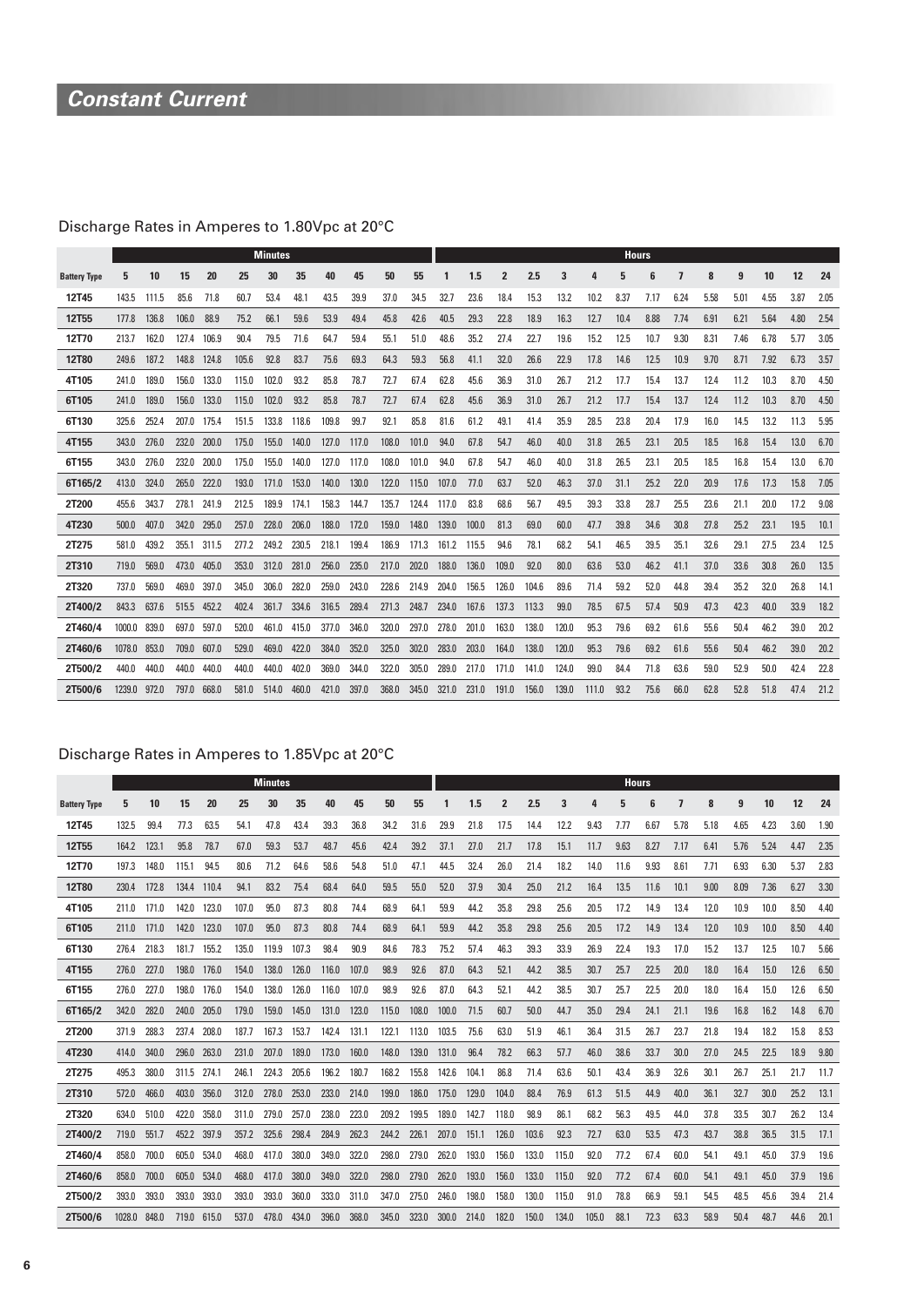# Constant Current

## Discharge Rates in Amperes to 1.80Vpc at 20°C

| | Minutes | | | | | | | | | | | Hours | | | | | | | | | | | | | | |
|---|---|---|---|---|---|---|---|---|---|---|---|---|---|---|---|---|---|---|---|---|---|---|---|---|---|---|
| **Battery Type** | **5** | **10** | **15** | **20** | **25** | **30** | **35** | **40** | **45** | **50** | **55** | **1** | **1.5** | **2** | **2.5** | **3** | **4** | **5** | **6** | **7** | **8** | **9** | **10** | **12** | **24** |
| **12T45** | 143.5 | 111.5 | 85.6 | 71.8 | 60.7 | 53.4 | 48.1 | 43.5 | 39.9 | 37.0 | 34.5 | 32.7 | 23.6 | 18.4 | 15.3 | 13.2 | 10.2 | 8.37 | 7.17 | 6.24 | 5.58 | 5.01 | 4.55 | 3.87 | 2.05 |
| **12T55** | 177.8 | 136.8 | 106.0 | 88.9 | 75.2 | 66.1 | 59.6 | 53.9 | 49.4 | 45.8 | 42.6 | 40.5 | 29.3 | 22.8 | 18.9 | 16.3 | 12.7 | 10.4 | 8.88 | 7.74 | 6.91 | 6.21 | 5.64 | 4.80 | 2.54 |
| **12T70** | 213.7 | 162.0 | 127.4 | 106.9 | 90.4 | 79.5 | 71.6 | 64.7 | 59.4 | 55.1 | 51.0 | 48.6 | 35.2 | 27.4 | 22.7 | 19.6 | 15.2 | 12.5 | 10.7 | 9.30 | 8.31 | 7.46 | 6.78 | 5.77 | 3.05 |
| **12T80** | 249.6 | 187.2 | 148.8 | 124.8 | 105.6 | 92.8 | 83.7 | 75.6 | 69.3 | 64.3 | 59.3 | 56.8 | 41.1 | 32.0 | 26.6 | 22.9 | 17.8 | 14.6 | 12.5 | 10.9 | 9.70 | 8.71 | 7.92 | 6.73 | 3.57 |
| **4T105** | 241.0 | 189.0 | 156.0 | 133.0 | 115.0 | 102.0 | 93.2 | 85.8 | 78.7 | 72.7 | 67.4 | 62.8 | 45.6 | 36.9 | 31.0 | 26.7 | 21.2 | 17.7 | 15.4 | 13.7 | 12.4 | 11.2 | 10.3 | 8.70 | 4.50 |
| **6T105** | 241.0 | 189.0 | 156.0 | 133.0 | 115.0 | 102.0 | 93.2 | 85.8 | 78.7 | 72.7 | 67.4 | 62.8 | 45.6 | 36.9 | 31.0 | 26.7 | 21.2 | 17.7 | 15.4 | 13.7 | 12.4 | 11.2 | 10.3 | 8.70 | 4.50 |
| **6T130** | 325.6 | 252.4 | 207.0 | 175.4 | 151.5 | 133.8 | 118.6 | 109.8 | 99.7 | 92.1 | 85.8 | 81.6 | 61.2 | 49.1 | 41.4 | 35.9 | 28.5 | 23.8 | 20.4 | 17.9 | 16.0 | 14.5 | 13.2 | 11.3 | 5.95 |
| **4T155** | 343.0 | 276.0 | 232.0 | 200.0 | 175.0 | 155.0 | 140.0 | 127.0 | 117.0 | 108.0 | 101.0 | 94.0 | 67.8 | 54.7 | 46.0 | 40.0 | 31.8 | 26.5 | 23.1 | 20.5 | 18.5 | 16.8 | 15.4 | 13.0 | 6.70 |
| **6T155** | 343.0 | 276.0 | 232.0 | 200.0 | 175.0 | 155.0 | 140.0 | 127.0 | 117.0 | 108.0 | 101.0 | 94.0 | 67.8 | 54.7 | 46.0 | 40.0 | 31.8 | 26.5 | 23.1 | 20.5 | 18.5 | 16.8 | 15.4 | 13.0 | 6.70 |
| **6T165/2** | 413.0 | 324.0 | 265.0 | 222.0 | 193.0 | 171.0 | 153.0 | 140.0 | 130.0 | 122.0 | 115.0 | 107.0 | 77.0 | 63.7 | 52.0 | 46.3 | 37.0 | 31.1 | 25.2 | 22.0 | 20.9 | 17.6 | 17.3 | 15.8 | 7.05 |
| **2T200** | 455.6 | 343.7 | 278.1 | 241.9 | 212.5 | 189.9 | 174.1 | 158.3 | 144.7 | 135.7 | 124.4 | 117.0 | 83.8 | 68.6 | 56.7 | 49.5 | 39.3 | 33.8 | 28.7 | 25.5 | 23.6 | 21.1 | 20.0 | 17.2 | 9.08 |
| **4T230** | 500.0 | 407.0 | 342.0 | 295.0 | 257.0 | 228.0 | 206.0 | 188.0 | 172.0 | 159.0 | 148.0 | 139.0 | 100.0 | 81.3 | 69.0 | 60.0 | 47.7 | 39.8 | 34.6 | 30.8 | 27.8 | 25.2 | 23.1 | 19.5 | 10.1 |
| **2T275** | 581.0 | 439.2 | 355.1 | 311.5 | 277.2 | 249.2 | 230.5 | 218.1 | 199.4 | 186.9 | 171.3 | 161.2 | 115.5 | 94.6 | 78.1 | 68.2 | 54.1 | 46.5 | 39.5 | 35.1 | 32.6 | 29.1 | 27.5 | 23.4 | 12.5 |
| **2T310** | 719.0 | 569.0 | 473.0 | 405.0 | 353.0 | 312.0 | 281.0 | 256.0 | 235.0 | 217.0 | 202.0 | 188.0 | 136.0 | 109.0 | 92.0 | 80.0 | 63.6 | 53.0 | 46.2 | 41.1 | 37.0 | 33.6 | 30.8 | 26.0 | 13.5 |
| **2T320** | 737.0 | 569.0 | 469.0 | 397.0 | 345.0 | 306.0 | 282.0 | 259.0 | 243.0 | 228.6 | 214.9 | 204.0 | 156.5 | 126.0 | 104.6 | 89.6 | 71.4 | 59.2 | 52.0 | 44.8 | 39.4 | 35.2 | 32.0 | 26.8 | 14.1 |
| **2T400/2** | 843.3 | 637.6 | 515.5 | 452.2 | 402.4 | 361.7 | 334.6 | 316.5 | 289.4 | 271.3 | 248.7 | 234.0 | 167.6 | 137.3 | 113.3 | 99.0 | 78.5 | 67.5 | 57.4 | 50.9 | 47.3 | 42.3 | 40.0 | 33.9 | 18.2 |
| **2T460/4** | 1000.0 | 839.0 | 697.0 | 597.0 | 520.0 | 461.0 | 415.0 | 377.0 | 346.0 | 320.0 | 297.0 | 278.0 | 201.0 | 163.0 | 138.0 | 120.0 | 95.3 | 79.6 | 69.2 | 61.6 | 55.6 | 50.4 | 46.2 | 39.0 | 20.2 |
| **2T460/6** | 1078.0 | 853.0 | 709.0 | 607.0 | 529.0 | 469.0 | 422.0 | 384.0 | 352.0 | 325.0 | 302.0 | 283.0 | 203.0 | 164.0 | 138.0 | 120.0 | 95.3 | 79.6 | 69.2 | 61.6 | 55.6 | 50.4 | 46.2 | 39.0 | 20.2 |
| **2T500/2** | 440.0 | 440.0 | 440.0 | 440.0 | 440.0 | 440.0 | 402.0 | 369.0 | 344.0 | 322.0 | 305.0 | 289.0 | 217.0 | 171.0 | 141.0 | 124.0 | 99.0 | 84.4 | 71.8 | 63.6 | 59.0 | 52.9 | 50.0 | 42.4 | 22.8 |
| **2T500/6** | 1239.0 | 972.0 | 797.0 | 668.0 | 581.0 | 514.0 | 460.0 | 421.0 | 397.0 | 368.0 | 345.0 | 321.0 | 231.0 | 191.0 | 156.0 | 139.0 | 111.0 | 93.2 | 75.6 | 66.0 | 62.8 | 52.8 | 51.8 | 47.4 | 21.2 |

## Discharge Rates in Amperes to 1.85Vpc at 20°C

| | Minutes | | | | | | | | | | | Hours | | | | | | | | | | | | | | |
|---|---|---|---|---|---|---|---|---|---|---|---|---|---|---|---|---|---|---|---|---|---|---|---|---|---|---|
| **Battery Type** | **5** | **10** | **15** | **20** | **25** | **30** | **35** | **40** | **45** | **50** | **55** | **1** | **1.5** | **2** | **2.5** | **3** | **4** | **5** | **6** | **7** | **8** | **9** | **10** | **12** | **24** |
| **12T45** | 132.5 | 99.4 | 77.3 | 63.5 | 54.1 | 47.8 | 43.4 | 39.3 | 36.8 | 34.2 | 31.6 | 29.9 | 21.8 | 17.5 | 14.4 | 12.2 | 9.43 | 7.77 | 6.67 | 5.78 | 5.18 | 4.65 | 4.23 | 3.60 | 1.90 |
| **12T55** | 164.2 | 123.1 | 95.8 | 78.7 | 67.0 | 59.3 | 53.7 | 48.7 | 45.6 | 42.4 | 39.2 | 37.1 | 27.0 | 21.7 | 17.8 | 15.1 | 11.7 | 9.63 | 8.27 | 7.17 | 6.41 | 5.76 | 5.24 | 4.47 | 2.35 |
| **12T70** | 197.3 | 148.0 | 115.1 | 94.5 | 80.6 | 71.2 | 64.6 | 58.6 | 54.8 | 51.0 | 47.1 | 44.5 | 32.4 | 26.0 | 21.4 | 18.2 | 14.0 | 11.6 | 9.93 | 8.61 | 7.71 | 6.93 | 6.30 | 5.37 | 2.83 |
| **12T80** | 230.4 | 172.8 | 134.4 | 110.4 | 94.1 | 83.2 | 75.4 | 68.4 | 64.0 | 59.5 | 55.0 | 52.0 | 37.9 | 30.4 | 25.0 | 21.2 | 16.4 | 13.5 | 11.6 | 10.1 | 9.00 | 8.09 | 7.36 | 6.27 | 3.30 |
| **4T105** | 211.0 | 171.0 | 142.0 | 123.0 | 107.0 | 95.0 | 87.3 | 80.8 | 74.4 | 68.9 | 64.1 | 59.9 | 44.2 | 35.8 | 29.8 | 25.6 | 20.5 | 17.2 | 14.9 | 13.4 | 12.0 | 10.9 | 10.0 | 8.50 | 4.40 |
| **6T105** | 211.0 | 171.0 | 142.0 | 123.0 | 107.0 | 95.0 | 87.3 | 80.8 | 74.4 | 68.9 | 64.1 | 59.9 | 44.2 | 35.8 | 29.8 | 25.6 | 20.5 | 17.2 | 14.9 | 13.4 | 12.0 | 10.9 | 10.0 | 8.50 | 4.40 |
| **6T130** | 276.4 | 218.3 | 181.7 | 155.2 | 135.0 | 119.9 | 107.3 | 98.4 | 90.9 | 84.6 | 78.3 | 75.2 | 57.4 | 46.3 | 39.3 | 33.9 | 26.9 | 22.4 | 19.3 | 17.0 | 15.2 | 13.7 | 12.5 | 10.7 | 5.66 |
| **4T155** | 276.0 | 227.0 | 198.0 | 176.0 | 154.0 | 138.0 | 126.0 | 116.0 | 107.0 | 98.9 | 92.6 | 87.0 | 64.3 | 52.1 | 44.2 | 38.5 | 30.7 | 25.7 | 22.5 | 20.0 | 18.0 | 16.4 | 15.0 | 12.6 | 6.50 |
| **6T155** | 276.0 | 227.0 | 198.0 | 176.0 | 154.0 | 138.0 | 126.0 | 116.0 | 107.0 | 98.9 | 92.6 | 87.0 | 64.3 | 52.1 | 44.2 | 38.5 | 30.7 | 25.7 | 22.5 | 20.0 | 18.0 | 16.4 | 15.0 | 12.6 | 6.50 |
| **6T165/2** | 342.0 | 282.0 | 240.0 | 205.0 | 179.0 | 159.0 | 145.0 | 131.0 | 123.0 | 115.0 | 108.0 | 100.0 | 71.5 | 60.7 | 50.0 | 44.7 | 35.0 | 29.4 | 24.1 | 21.1 | 19.6 | 16.8 | 16.2 | 14.8 | 6.70 |
| **2T200** | 371.9 | 288.3 | 237.4 | 208.0 | 187.7 | 167.3 | 153.7 | 142.4 | 131.1 | 122.1 | 113.0 | 103.5 | 75.6 | 63.0 | 51.9 | 46.1 | 36.4 | 31.5 | 26.7 | 23.7 | 21.8 | 19.4 | 18.2 | 15.8 | 8.53 |
| **4T230** | 414.0 | 340.0 | 296.0 | 263.0 | 231.0 | 207.0 | 189.0 | 173.0 | 160.0 | 148.0 | 139.0 | 131.0 | 96.4 | 78.2 | 66.3 | 57.7 | 46.0 | 38.6 | 33.7 | 30.0 | 27.0 | 24.5 | 22.5 | 18.9 | 9.80 |
| **2T275** | 495.3 | 380.0 | 311.5 | 274.1 | 246.1 | 224.3 | 205.6 | 196.2 | 180.7 | 168.2 | 155.8 | 142.6 | 104.1 | 86.8 | 71.4 | 63.6 | 50.1 | 43.4 | 36.9 | 32.6 | 30.1 | 26.7 | 25.1 | 21.7 | 11.7 |
| **2T310** | 572.0 | 466.0 | 403.0 | 356.0 | 312.0 | 278.0 | 253.0 | 233.0 | 214.0 | 199.0 | 186.0 | 175.0 | 129.0 | 104.0 | 88.4 | 76.9 | 61.3 | 51.5 | 44.9 | 40.0 | 36.1 | 32.7 | 30.0 | 25.2 | 13.1 |
| **2T320** | 634.0 | 510.0 | 422.0 | 358.0 | 311.0 | 279.0 | 257.0 | 238.0 | 223.0 | 209.2 | 199.5 | 189.0 | 142.7 | 118.0 | 98.9 | 86.1 | 68.2 | 56.3 | 49.5 | 44.0 | 37.8 | 33.5 | 30.7 | 26.2 | 13.4 |
| **2T400/2** | 719.0 | 551.7 | 452.2 | 397.9 | 357.2 | 325.6 | 298.4 | 284.9 | 262.3 | 244.2 | 226.1 | 207.0 | 151.1 | 126.0 | 103.6 | 92.3 | 72.7 | 63.0 | 53.5 | 47.3 | 43.7 | 38.8 | 36.5 | 31.5 | 17.1 |
| **2T460/4** | 858.0 | 700.0 | 605.0 | 534.0 | 468.0 | 417.0 | 380.0 | 349.0 | 322.0 | 298.0 | 279.0 | 262.0 | 193.0 | 156.0 | 133.0 | 115.0 | 92.0 | 77.2 | 67.4 | 60.0 | 54.1 | 49.1 | 45.0 | 37.9 | 19.6 |
| **2T460/6** | 858.0 | 700.0 | 605.0 | 534.0 | 468.0 | 417.0 | 380.0 | 349.0 | 322.0 | 298.0 | 279.0 | 262.0 | 193.0 | 156.0 | 133.0 | 115.0 | 92.0 | 77.2 | 67.4 | 60.0 | 54.1 | 49.1 | 45.0 | 37.9 | 19.6 |
| **2T500/2** | 393.0 | 393.0 | 393.0 | 393.0 | 393.0 | 393.0 | 360.0 | 333.0 | 311.0 | 347.0 | 275.0 | 246.0 | 198.0 | 158.0 | 130.0 | 115.0 | 91.0 | 78.8 | 66.9 | 59.1 | 54.5 | 48.5 | 45.6 | 39.4 | 21.4 |
| **2T500/6** | 1028.0 | 848.0 | 719.0 | 615.0 | 537.0 | 478.0 | 434.0 | 396.0 | 368.0 | 345.0 | 323.0 | 300.0 | 214.0 | 182.0 | 150.0 | 134.0 | 105.0 | 88.1 | 72.3 | 63.3 | 58.9 | 50.4 | 48.7 | 44.6 | 20.1 |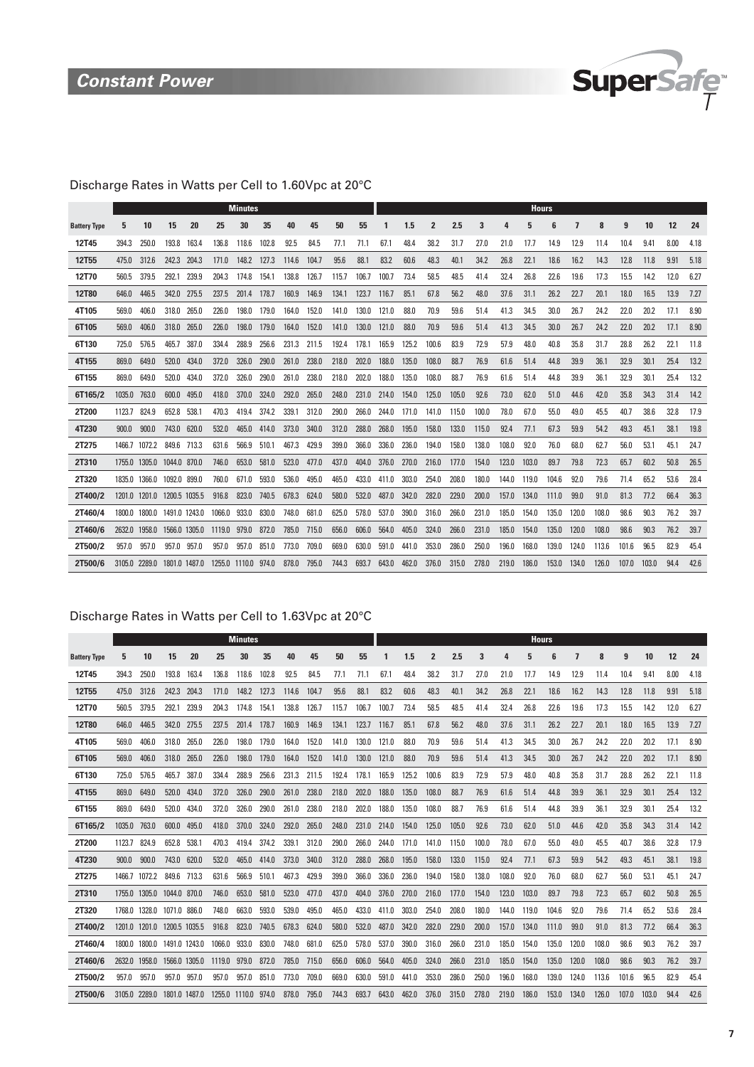## Constant Power

SuperSafe T

### Discharge Rates in Watts per Cell to 1.60Vpc at 20°C

| | Minutes | | | | | | | | | | | Hours | | | | | | | | | | | | | | |
|---|---|---|---|---|---|---|---|---|---|---|---|---|---|---|---|---|---|---|---|---|---|---|---|---|---|---|
| **Battery Type** | **5** | **10** | **15** | **20** | **25** | **30** | **35** | **40** | **45** | **50** | **55** | **1** | **1.5** | **2** | **2.5** | **3** | **4** | **5** | **6** | **7** | **8** | **9** | **10** | **12** | **24** |
| **12T45** | 394.3 | 250.0 | 193.8 | 163.4 | 136.8 | 118.6 | 102.8 | 92.5 | 84.5 | 77.1 | 71.1 | 67.1 | 48.4 | 38.2 | 31.7 | 27.0 | 21.0 | 17.7 | 14.9 | 12.9 | 11.4 | 10.4 | 9.41 | 8.00 | 4.18 |
| **12T55** | 475.0 | 312.6 | 242.3 | 204.3 | 171.0 | 148.2 | 127.3 | 114.6 | 104.7 | 95.6 | 88.1 | 83.2 | 60.6 | 48.3 | 40.1 | 34.2 | 26.8 | 22.1 | 18.6 | 16.2 | 14.3 | 12.8 | 11.8 | 9.91 | 5.18 |
| **12T70** | 560.5 | 379.5 | 292.1 | 239.9 | 204.3 | 174.8 | 154.1 | 138.8 | 126.7 | 115.7 | 106.7 | 100.7 | 73.4 | 58.5 | 48.5 | 41.4 | 32.4 | 26.8 | 22.6 | 19.6 | 17.3 | 15.5 | 14.2 | 12.0 | 6.27 |
| **12T80** | 646.0 | 446.5 | 342.0 | 275.5 | 237.5 | 201.4 | 178.7 | 160.9 | 146.9 | 134.1 | 123.7 | 116.7 | 85.1 | 67.8 | 56.2 | 48.0 | 37.6 | 31.1 | 26.2 | 22.7 | 20.1 | 18.0 | 16.5 | 13.9 | 7.27 |
| **4T105** | 569.0 | 406.0 | 318.0 | 265.0 | 226.0 | 198.0 | 179.0 | 164.0 | 152.0 | 141.0 | 130.0 | 121.0 | 88.0 | 70.9 | 59.6 | 51.4 | 41.3 | 34.5 | 30.0 | 26.7 | 24.2 | 22.0 | 20.2 | 17.1 | 8.90 |
| **6T105** | 569.0 | 406.0 | 318.0 | 265.0 | 226.0 | 198.0 | 179.0 | 164.0 | 152.0 | 141.0 | 130.0 | 121.0 | 88.0 | 70.9 | 59.6 | 51.4 | 41.3 | 34.5 | 30.0 | 26.7 | 24.2 | 22.0 | 20.2 | 17.1 | 8.90 |
| **6T130** | 725.0 | 576.5 | 465.7 | 387.0 | 334.4 | 288.9 | 256.6 | 231.3 | 211.5 | 192.4 | 178.1 | 165.9 | 125.2 | 100.6 | 83.9 | 72.9 | 57.9 | 48.0 | 40.8 | 35.8 | 31.7 | 28.8 | 26.2 | 22.1 | 11.8 |
| **4T155** | 869.0 | 649.0 | 520.0 | 434.0 | 372.0 | 326.0 | 290.0 | 261.0 | 238.0 | 218.0 | 202.0 | 188.0 | 135.0 | 108.0 | 88.7 | 76.9 | 61.6 | 51.4 | 44.8 | 39.9 | 36.1 | 32.9 | 30.1 | 25.4 | 13.2 |
| **6T155** | 869.0 | 649.0 | 520.0 | 434.0 | 372.0 | 326.0 | 290.0 | 261.0 | 238.0 | 218.0 | 202.0 | 188.0 | 135.0 | 108.0 | 88.7 | 76.9 | 61.6 | 51.4 | 44.8 | 39.9 | 36.1 | 32.9 | 30.1 | 25.4 | 13.2 |
| **6T165/2** | 1035.0 | 763.0 | 600.0 | 495.0 | 418.0 | 370.0 | 324.0 | 292.0 | 265.0 | 248.0 | 231.0 | 214.0 | 154.0 | 125.0 | 105.0 | 92.6 | 73.0 | 62.0 | 51.0 | 44.6 | 42.0 | 35.8 | 34.3 | 31.4 | 14.2 |
| **2T200** | 1123.7 | 824.9 | 652.8 | 538.1 | 470.3 | 419.4 | 374.2 | 339.1 | 312.0 | 290.0 | 266.0 | 244.0 | 171.0 | 141.0 | 115.0 | 100.0 | 78.0 | 67.0 | 55.0 | 49.0 | 45.5 | 40.7 | 38.6 | 32.8 | 17.9 |
| **4T230** | 900.0 | 900.0 | 743.0 | 620.0 | 532.0 | 465.0 | 414.0 | 373.0 | 340.0 | 312.0 | 288.0 | 268.0 | 195.0 | 158.0 | 133.0 | 115.0 | 92.4 | 77.1 | 67.3 | 59.9 | 54.2 | 49.3 | 45.1 | 38.1 | 19.8 |
| **2T275** | 1466.7 | 1072.2 | 849.6 | 713.3 | 631.6 | 566.9 | 510.1 | 467.3 | 429.9 | 399.0 | 366.0 | 336.0 | 236.0 | 194.0 | 158.0 | 138.0 | 108.0 | 92.0 | 76.0 | 68.0 | 62.7 | 56.0 | 53.1 | 45.1 | 24.7 |
| **2T310** | 1755.0 | 1305.0 | 1044.0 | 870.0 | 746.0 | 653.0 | 581.0 | 523.0 | 477.0 | 437.0 | 404.0 | 376.0 | 270.0 | 216.0 | 177.0 | 154.0 | 123.0 | 103.0 | 89.7 | 79.8 | 72.3 | 65.7 | 60.2 | 50.8 | 26.5 |
| **2T320** | 1835.0 | 1366.0 | 1092.0 | 899.0 | 760.0 | 671.0 | 593.0 | 536.0 | 495.0 | 465.0 | 433.0 | 411.0 | 303.0 | 254.0 | 208.0 | 180.0 | 144.0 | 119.0 | 104.6 | 92.0 | 79.6 | 71.4 | 65.2 | 53.6 | 28.4 |
| **2T400/2** | 1201.0 | 1201.0 | 1200.5 | 1035.5 | 916.8 | 823.0 | 740.5 | 678.3 | 624.0 | 580.0 | 532.0 | 487.0 | 342.0 | 282.0 | 229.0 | 200.0 | 157.0 | 134.0 | 111.0 | 99.0 | 91.0 | 81.3 | 77.2 | 66.4 | 36.3 |
| **2T460/4** | 1800.0 | 1800.0 | 1491.0 | 1243.0 | 1066.0 | 933.0 | 830.0 | 748.0 | 681.0 | 625.0 | 578.0 | 537.0 | 390.0 | 316.0 | 266.0 | 231.0 | 185.0 | 154.0 | 135.0 | 120.0 | 108.0 | 98.6 | 90.3 | 76.2 | 39.7 |
| **2T460/6** | 2632.0 | 1958.0 | 1566.0 | 1305.0 | 1119.0 | 979.0 | 872.0 | 785.0 | 715.0 | 656.0 | 606.0 | 564.0 | 405.0 | 324.0 | 266.0 | 231.0 | 185.0 | 154.0 | 135.0 | 120.0 | 108.0 | 98.6 | 90.3 | 76.2 | 39.7 |
| **2T500/2** | 957.0 | 957.0 | 957.0 | 957.0 | 957.0 | 957.0 | 851.0 | 773.0 | 709.0 | 669.0 | 630.0 | 591.0 | 441.0 | 353.0 | 286.0 | 250.0 | 196.0 | 168.0 | 139.0 | 124.0 | 113.6 | 101.6 | 96.5 | 82.9 | 45.4 |
| **2T500/6** | 3105.0 | 2289.0 | 1801.0 | 1487.0 | 1255.0 | 1110.0 | 974.0 | 878.0 | 795.0 | 744.3 | 693.7 | 643.0 | 462.0 | 376.0 | 315.0 | 278.0 | 219.0 | 186.0 | 153.0 | 134.0 | 126.0 | 107.0 | 103.0 | 94.4 | 42.6 |

### Discharge Rates in Watts per Cell to 1.63Vpc at 20°C

| | Minutes | | | | | | | | | | | Hours | | | | | | | | | | | | | | |
|---|---|---|---|---|---|---|---|---|---|---|---|---|---|---|---|---|---|---|---|---|---|---|---|---|---|---|
| **Battery Type** | **5** | **10** | **15** | **20** | **25** | **30** | **35** | **40** | **45** | **50** | **55** | **1** | **1.5** | **2** | **2.5** | **3** | **4** | **5** | **6** | **7** | **8** | **9** | **10** | **12** | **24** |
| **12T45** | 394.3 | 250.0 | 193.8 | 163.4 | 136.8 | 118.6 | 102.8 | 92.5 | 84.5 | 77.1 | 71.1 | 67.1 | 48.4 | 38.2 | 31.7 | 27.0 | 21.0 | 17.7 | 14.9 | 12.9 | 11.4 | 10.4 | 9.41 | 8.00 | 4.18 |
| **12T55** | 475.0 | 312.6 | 242.3 | 204.3 | 171.0 | 148.2 | 127.3 | 114.6 | 104.7 | 95.6 | 88.1 | 83.2 | 60.6 | 48.3 | 40.1 | 34.2 | 26.8 | 22.1 | 18.6 | 16.2 | 14.3 | 12.8 | 11.8 | 9.91 | 5.18 |
| **12T70** | 560.5 | 379.5 | 292.1 | 239.9 | 204.3 | 174.8 | 154.1 | 138.8 | 126.7 | 115.7 | 106.7 | 100.7 | 73.4 | 58.5 | 48.5 | 41.4 | 32.4 | 26.8 | 22.6 | 19.6 | 17.3 | 15.5 | 14.2 | 12.0 | 6.27 |
| **12T80** | 646.0 | 446.5 | 342.0 | 275.5 | 237.5 | 201.4 | 178.7 | 160.9 | 146.9 | 134.1 | 123.7 | 116.7 | 85.1 | 67.8 | 56.2 | 48.0 | 37.6 | 31.1 | 26.2 | 22.7 | 20.1 | 18.0 | 16.5 | 13.9 | 7.27 |
| **4T105** | 569.0 | 406.0 | 318.0 | 265.0 | 226.0 | 198.0 | 179.0 | 164.0 | 152.0 | 141.0 | 130.0 | 121.0 | 88.0 | 70.9 | 59.6 | 51.4 | 41.3 | 34.5 | 30.0 | 26.7 | 24.2 | 22.0 | 20.2 | 17.1 | 8.90 |
| **6T105** | 569.0 | 406.0 | 318.0 | 265.0 | 226.0 | 198.0 | 179.0 | 164.0 | 152.0 | 141.0 | 130.0 | 121.0 | 88.0 | 70.9 | 59.6 | 51.4 | 41.3 | 34.5 | 30.0 | 26.7 | 24.2 | 22.0 | 20.2 | 17.1 | 8.90 |
| **6T130** | 725.0 | 576.5 | 465.7 | 387.0 | 334.4 | 288.9 | 256.6 | 231.3 | 211.5 | 192.4 | 178.1 | 165.9 | 125.2 | 100.6 | 83.9 | 72.9 | 57.9 | 48.0 | 40.8 | 35.8 | 31.7 | 28.8 | 26.2 | 22.1 | 11.8 |
| **4T155** | 869.0 | 649.0 | 520.0 | 434.0 | 372.0 | 326.0 | 290.0 | 261.0 | 238.0 | 218.0 | 202.0 | 188.0 | 135.0 | 108.0 | 88.7 | 76.9 | 61.6 | 51.4 | 44.8 | 39.9 | 36.1 | 32.9 | 30.1 | 25.4 | 13.2 |
| **6T155** | 869.0 | 649.0 | 520.0 | 434.0 | 372.0 | 326.0 | 290.0 | 261.0 | 238.0 | 218.0 | 202.0 | 188.0 | 135.0 | 108.0 | 88.7 | 76.9 | 61.6 | 51.4 | 44.8 | 39.9 | 36.1 | 32.9 | 30.1 | 25.4 | 13.2 |
| **6T165/2** | 1035.0 | 763.0 | 600.0 | 495.0 | 418.0 | 370.0 | 324.0 | 292.0 | 265.0 | 248.0 | 231.0 | 214.0 | 154.0 | 125.0 | 105.0 | 92.6 | 73.0 | 62.0 | 51.0 | 44.6 | 42.0 | 35.8 | 34.3 | 31.4 | 14.2 |
| **2T200** | 1123.7 | 824.9 | 652.8 | 538.1 | 470.3 | 419.4 | 374.2 | 339.1 | 312.0 | 290.0 | 266.0 | 244.0 | 171.0 | 141.0 | 115.0 | 100.0 | 78.0 | 67.0 | 55.0 | 49.0 | 45.5 | 40.7 | 38.6 | 32.8 | 17.9 |
| **4T230** | 900.0 | 900.0 | 743.0 | 620.0 | 532.0 | 465.0 | 414.0 | 373.0 | 340.0 | 312.0 | 288.0 | 268.0 | 195.0 | 158.0 | 133.0 | 115.0 | 92.4 | 77.1 | 67.3 | 59.9 | 54.2 | 49.3 | 45.1 | 38.1 | 19.8 |
| **2T275** | 1466.7 | 1072.2 | 849.6 | 713.3 | 631.6 | 566.9 | 510.1 | 467.3 | 429.9 | 399.0 | 366.0 | 336.0 | 236.0 | 194.0 | 158.0 | 138.0 | 108.0 | 92.0 | 76.0 | 68.0 | 62.7 | 56.0 | 53.1 | 45.1 | 24.7 |
| **2T310** | 1755.0 | 1305.0 | 1044.0 | 870.0 | 746.0 | 653.0 | 581.0 | 523.0 | 477.0 | 437.0 | 404.0 | 376.0 | 270.0 | 216.0 | 177.0 | 154.0 | 123.0 | 103.0 | 89.7 | 79.8 | 72.3 | 65.7 | 60.2 | 50.8 | 26.5 |
| **2T320** | 1768.0 | 1328.0 | 1071.0 | 886.0 | 748.0 | 663.0 | 593.0 | 539.0 | 495.0 | 465.0 | 433.0 | 411.0 | 303.0 | 254.0 | 208.0 | 180.0 | 144.0 | 119.0 | 104.6 | 92.0 | 79.6 | 71.4 | 65.2 | 53.6 | 28.4 |
| **2T400/2** | 1201.0 | 1201.0 | 1200.5 | 1035.5 | 916.8 | 823.0 | 740.5 | 678.3 | 624.0 | 580.0 | 532.0 | 487.0 | 342.0 | 282.0 | 229.0 | 200.0 | 157.0 | 134.0 | 111.0 | 99.0 | 91.0 | 81.3 | 77.2 | 66.4 | 36.3 |
| **2T460/4** | 1800.0 | 1800.0 | 1491.0 | 1243.0 | 1066.0 | 933.0 | 830.0 | 748.0 | 681.0 | 625.0 | 578.0 | 537.0 | 390.0 | 316.0 | 266.0 | 231.0 | 185.0 | 154.0 | 135.0 | 120.0 | 108.0 | 98.6 | 90.3 | 76.2 | 39.7 |
| **2T460/6** | 2632.0 | 1958.0 | 1566.0 | 1305.0 | 1119.0 | 979.0 | 872.0 | 785.0 | 715.0 | 656.0 | 606.0 | 564.0 | 405.0 | 324.0 | 266.0 | 231.0 | 185.0 | 154.0 | 135.0 | 120.0 | 108.0 | 98.6 | 90.3 | 76.2 | 39.7 |
| **2T500/2** | 957.0 | 957.0 | 957.0 | 957.0 | 957.0 | 957.0 | 851.0 | 773.0 | 709.0 | 669.0 | 630.0 | 591.0 | 441.0 | 353.0 | 286.0 | 250.0 | 196.0 | 168.0 | 139.0 | 124.0 | 113.6 | 101.6 | 96.5 | 82.9 | 45.4 |
| **2T500/6** | 3105.0 | 2289.0 | 1801.0 | 1487.0 | 1255.0 | 1110.0 | 974.0 | 878.0 | 795.0 | 744.3 | 693.7 | 643.0 | 462.0 | 376.0 | 315.0 | 278.0 | 219.0 | 186.0 | 153.0 | 134.0 | 126.0 | 107.0 | 103.0 | 94.4 | 42.6 |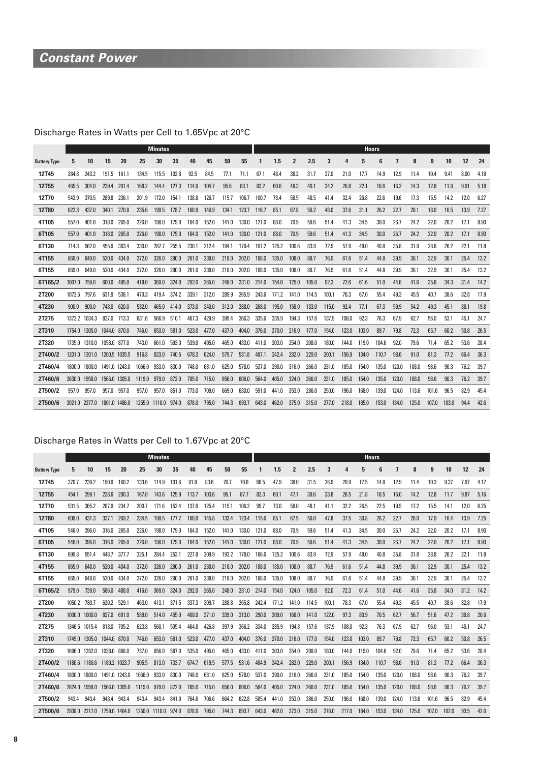# *Constant Power*

## Discharge Rates in Watts per Cell to 1.65Vpc at 20°C

| | Minutes | | | | | | | | | | | Hours | | | | | | | | | | | | | | |
|---|---|---|---|---|---|---|---|---|---|---|---|---|---|---|---|---|---|---|---|---|---|---|---|---|---|---|
| Battery Type | 5 | 10 | 15 | 20 | 25 | 30 | 35 | 40 | 45 | 50 | 55 | 1 | 1.5 | 2 | 2.5 | 3 | 4 | 5 | 6 | 7 | 8 | 9 | 10 | 12 | 24 |
| 12T45 | 384.8 | 243.2 | 191.5 | 161.1 | 134.5 | 115.5 | 102.8 | 92.5 | 84.5 | 77.1 | 71.1 | 67.1 | 48.4 | 38.2 | 31.7 | 27.0 | 21.0 | 17.7 | 14.9 | 12.9 | 11.4 | 10.4 | 9.41 | 8.00 | 4.18 |
| 12T55 | 465.5 | 304.0 | 239.4 | 201.4 | 168.2 | 144.4 | 127.3 | 114.6 | 104.7 | 95.6 | 88.1 | 83.2 | 60.6 | 48.3 | 40.1 | 34.2 | 26.8 | 22.1 | 18.6 | 16.2 | 14.3 | 12.8 | 11.8 | 9.91 | 5.18 |
| 12T70 | 543.9 | 370.5 | 289.8 | 236.1 | 201.9 | 172.0 | 154.1 | 138.8 | 126.7 | 115.7 | 106.7 | 100.7 | 73.4 | 58.5 | 48.5 | 41.4 | 32.4 | 26.8 | 22.6 | 19.6 | 17.3 | 15.5 | 14.2 | 12.0 | 6.27 |
| 12T80 | 622.3 | 437.0 | 340.1 | 270.8 | 235.6 | 199.5 | 178.7 | 160.9 | 146.9 | 134.1 | 123.7 | 116.7 | 85.1 | 67.8 | 56.2 | 48.0 | 37.6 | 31.1 | 26.2 | 22.7 | 20.1 | 18.0 | 16.5 | 13.9 | 7.27 |
| 4T105 | 557.0 | 401.0 | 318.0 | 265.0 | 226.0 | 198.0 | 179.0 | 164.0 | 152.0 | 141.0 | 130.0 | 121.0 | 88.0 | 70.9 | 59.6 | 51.4 | 41.3 | 34.5 | 30.0 | 26.7 | 24.2 | 22.0 | 20.2 | 17.1 | 8.90 |
| 6T105 | 557.0 | 401.0 | 318.0 | 265.0 | 226.0 | 198.0 | 179.0 | 164.0 | 152.0 | 141.0 | 130.0 | 121.0 | 88.0 | 70.9 | 59.6 | 51.4 | 41.3 | 34.5 | 30.0 | 26.7 | 24.2 | 22.0 | 20.2 | 17.1 | 8.90 |
| 6T130 | 714.3 | 562.0 | 455.9 | 383.4 | 330.0 | 287.7 | 255.5 | 230.1 | 212.4 | 194.1 | 179.4 | 167.2 | 125.2 | 100.6 | 83.9 | 72.9 | 57.9 | 48.0 | 40.8 | 35.8 | 31.9 | 28.8 | 26.2 | 22.1 | 11.8 |
| 4T155 | 869.0 | 649.0 | 520.0 | 434.0 | 372.0 | 326.0 | 290.0 | 261.0 | 238.0 | 218.0 | 202.0 | 188.0 | 135.0 | 108.0 | 88.7 | 76.9 | 61.6 | 51.4 | 44.8 | 39.9 | 36.1 | 32.9 | 30.1 | 25.4 | 13.2 |
| 6T155 | 869.0 | 649.0 | 520.0 | 434.0 | 372.0 | 326.0 | 290.0 | 261.0 | 238.0 | 218.0 | 202.0 | 188.0 | 135.0 | 108.0 | 88.7 | 76.9 | 61.6 | 51.4 | 44.8 | 39.9 | 36.1 | 32.9 | 30.1 | 25.4 | 13.2 |
| 6T165/2 | 1007.0 | 759.0 | 600.0 | 495.0 | 418.0 | 369.0 | 324.0 | 292.0 | 265.0 | 248.0 | 231.0 | 214.0 | 154.0 | 125.0 | 105.0 | 92.3 | 72.6 | 61.6 | 51.0 | 44.6 | 41.6 | 35.8 | 34.3 | 31.4 | 14.2 |
| 2T200 | 1072.5 | 797.6 | 631.9 | 538.1 | 470.3 | 419.4 | 374.2 | 339.1 | 312.0 | 289.9 | 265.9 | 243.6 | 171.2 | 141.0 | 114.5 | 100.1 | 78.3 | 67.0 | 55.4 | 49.3 | 45.5 | 40.7 | 38.6 | 32.8 | 17.9 |
| 4T230 | 900.0 | 900.0 | 743.0 | 620.0 | 532.0 | 465.0 | 414.0 | 373.0 | 340.0 | 312.0 | 288.0 | 268.0 | 195.0 | 158.0 | 133.0 | 115.0 | 92.4 | 77.1 | 67.3 | 59.9 | 54.2 | 49.3 | 45.1 | 38.1 | 19.8 |
| 2T275 | 1372.2 | 1034.3 | 827.0 | 713.3 | 631.6 | 566.9 | 510.1 | 467.3 | 429.9 | 399.4 | 366.3 | 335.6 | 235.9 | 194.3 | 157.6 | 137.9 | 108.0 | 92.3 | 76.3 | 67.9 | 62.7 | 56.0 | 53.1 | 45.1 | 24.7 |
| 2T310 | 1754.0 | 1305.0 | 1044.0 | 870.0 | 746.0 | 653.0 | 581.0 | 523.0 | 477.0 | 437.0 | 404.0 | 376.0 | 270.0 | 216.0 | 177.0 | 154.0 | 123.0 | 103.0 | 89.7 | 79.8 | 72.3 | 65.7 | 60.2 | 50.8 | 26.5 |
| 2T320 | 1735.0 | 1310.0 | 1058.0 | 877.0 | 743.0 | 661.0 | 593.0 | 539.0 | 495.0 | 465.0 | 433.0 | 411.0 | 303.0 | 254.0 | 208.0 | 180.0 | 144.0 | 119.0 | 104.6 | 92.0 | 79.6 | 71.4 | 65.2 | 53.6 | 28.4 |
| 2T400/2 | 1201.0 | 1201.0 | 1200.5 | 1035.5 | 916.8 | 823.0 | 740.5 | 678.3 | 624.0 | 579.7 | 531.8 | 487.1 | 342.4 | 282.0 | 229.0 | 200.1 | 156.9 | 134.0 | 110.7 | 98.6 | 91.0 | 81.3 | 77.2 | 66.4 | 36.3 |
| 2T460/4 | 1800.0 | 1800.0 | 1491.0 | 1243.0 | 1066.0 | 933.0 | 830.0 | 748.0 | 681.0 | 625.0 | 578.0 | 537.0 | 390.0 | 316.0 | 266.0 | 231.0 | 185.0 | 154.0 | 135.0 | 120.0 | 108.0 | 98.6 | 90.3 | 76.2 | 39.7 |
| 2T460/6 | 2630.0 | 1958.0 | 1566.0 | 1305.0 | 1119.0 | 979.0 | 872.0 | 785.0 | 715.0 | 656.0 | 606.0 | 564.0 | 405.0 | 324.0 | 266.0 | 231.0 | 185.0 | 154.0 | 135.0 | 120.0 | 108.0 | 98.6 | 90.3 | 76.2 | 39.7 |
| 2T500/2 | 957.0 | 957.0 | 957.0 | 957.0 | 957.0 | 957.0 | 851.0 | 773.0 | 709.0 | 669.0 | 630.0 | 591.0 | 441.0 | 353.0 | 286.0 | 250.0 | 196.0 | 168.0 | 139.0 | 124.0 | 113.6 | 101.6 | 96.5 | 82.9 | 45.4 |
| 2T500/6 | 3021.0 | 2277.0 | 1801.0 | 1486.0 | 1255.0 | 1110.0 | 974.0 | 878.0 | 795.0 | 744.3 | 693.7 | 643.0 | 462.0 | 375.0 | 315.0 | 277.0 | 218.0 | 185.0 | 153.0 | 134.0 | 125.0 | 107.0 | 103.0 | 94.4 | 42.6 |

## Discharge Rates in Watts per Cell to 1.67Vpc at 20°C

| | Minutes | | | | | | | | | | | Hours | | | | | | | | | | | | | | |
|---|---|---|---|---|---|---|---|---|---|---|---|---|---|---|---|---|---|---|---|---|---|---|---|---|---|---|
| Battery Type | 5 | 10 | 15 | 20 | 25 | 30 | 35 | 40 | 45 | 50 | 55 | 1 | 1.5 | 2 | 2.5 | 3 | 4 | 5 | 6 | 7 | 8 | 9 | 10 | 12 | 24 |
| 12T45 | 370.7 | 239.2 | 190.9 | 160.2 | 133.6 | 114.9 | 101.6 | 91.8 | 83.6 | 76.7 | 70.8 | 66.5 | 47.9 | 38.0 | 31.5 | 26.9 | 20.9 | 17.5 | 14.8 | 12.9 | 11.4 | 10.3 | 9.37 | 7.97 | 4.17 |
| 12T55 | 454.1 | 299.1 | 238.6 | 200.3 | 167.0 | 143.6 | 125.9 | 113.7 | 103.6 | 95.1 | 87.7 | 82.3 | 60.1 | 47.7 | 39.6 | 33.8 | 26.5 | 21.8 | 18.5 | 16.0 | 14.2 | 12.8 | 11.7 | 9.87 | 5.16 |
| 12T70 | 531.5 | 365.2 | 287.9 | 234.7 | 200.7 | 171.6 | 152.4 | 137.6 | 125.4 | 115.1 | 106.2 | 99.7 | 73.0 | 58.0 | 48.1 | 41.1 | 32.2 | 26.5 | 22.5 | 19.5 | 17.2 | 15.5 | 14.1 | 12.0 | 6.25 |
| 12T80 | 609.0 | 431.3 | 337.1 | 269.2 | 234.5 | 199.5 | 177.7 | 160.0 | 145.8 | 133.4 | 123.4 | 115.6 | 85.1 | 67.5 | 56.0 | 47.8 | 37.5 | 30.8 | 26.2 | 22.7 | 20.0 | 17.9 | 16.4 | 13.9 | 7.25 |
| 4T105 | 546.0 | 396.0 | 316.0 | 265.0 | 226.0 | 198.0 | 179.0 | 164.0 | 152.0 | 141.0 | 130.0 | 121.0 | 88.0 | 70.9 | 59.6 | 51.4 | 41.3 | 34.5 | 30.0 | 26.7 | 24.2 | 22.0 | 20.2 | 17.1 | 8.90 |
| 6T105 | 546.0 | 396.0 | 316.0 | 265.0 | 226.0 | 198.0 | 179.0 | 164.0 | 152.0 | 141.0 | 130.0 | 121.0 | 88.0 | 70.9 | 59.6 | 51.4 | 41.3 | 34.5 | 30.0 | 26.7 | 24.2 | 22.0 | 20.2 | 17.1 | 8.90 |
| 6T130 | 699.8 | 551.4 | 448.7 | 377.7 | 325.1 | 284.4 | 253.1 | 227.8 | 209.9 | 193.2 | 178.0 | 166.6 | 125.2 | 100.6 | 83.9 | 72.9 | 57.9 | 48.0 | 40.8 | 35.8 | 31.8 | 28.8 | 26.2 | 22.1 | 11.8 |
| 4T155 | 865.0 | 648.0 | 520.0 | 434.0 | 372.0 | 326.0 | 290.0 | 261.0 | 238.0 | 218.0 | 202.0 | 188.0 | 135.0 | 108.0 | 88.7 | 76.9 | 61.6 | 51.4 | 44.8 | 39.9 | 36.1 | 32.9 | 30.1 | 25.4 | 13.2 |
| 6T155 | 865.0 | 648.0 | 520.0 | 434.0 | 372.0 | 326.0 | 290.0 | 261.0 | 238.0 | 218.0 | 202.0 | 188.0 | 135.0 | 108.0 | 88.7 | 76.9 | 61.6 | 51.4 | 44.8 | 39.9 | 36.1 | 32.9 | 30.1 | 25.4 | 13.2 |
| 6T165/2 | 979.0 | 739.0 | 586.0 | 488.0 | 416.0 | 369.0 | 324.0 | 292.0 | 265.0 | 248.0 | 231.0 | 214.0 | 154.0 | 124.0 | 105.0 | 92.0 | 72.3 | 61.4 | 51.0 | 44.6 | 41.6 | 35.8 | 34.0 | 31.2 | 14.2 |
| 2T200 | 1050.2 | 780.7 | 620.2 | 529.1 | 463.0 | 413.1 | 371.5 | 337.3 | 309.7 | 288.8 | 265.8 | 242.4 | 171.2 | 141.0 | 114.5 | 100.1 | 78.3 | 67.0 | 55.4 | 49.3 | 45.5 | 40.7 | 38.6 | 32.8 | 17.9 |
| 4T230 | 1000.0 | 1000.0 | 837.0 | 691.0 | 589.0 | 514.0 | 455.0 | 408.0 | 371.0 | 339.0 | 313.0 | 290.0 | 209.0 | 168.0 | 141.0 | 122.0 | 97.3 | 80.9 | 70.5 | 62.7 | 56.7 | 51.6 | 47.2 | 39.8 | 20.6 |
| 2T275 | 1346.5 | 1015.4 | 813.0 | 705.2 | 623.8 | 560.1 | 505.4 | 464.8 | 426.8 | 397.9 | 366.2 | 334.0 | 235.9 | 194.3 | 157.6 | 137.9 | 108.0 | 92.3 | 76.3 | 67.9 | 62.7 | 56.0 | 53.1 | 45.1 | 24.7 |
| 2T310 | 1749.0 | 1305.0 | 1044.0 | 870.0 | 746.0 | 653.0 | 581.0 | 523.0 | 477.0 | 437.0 | 404.0 | 376.0 | 270.0 | 216.0 | 177.0 | 154.0 | 123.0 | 103.0 | 89.7 | 79.8 | 72.3 | 65.7 | 60.2 | 50.8 | 26.5 |
| 2T320 | 1696.0 | 1282.0 | 1038.0 | 866.0 | 737.0 | 656.0 | 587.0 | 535.0 | 495.0 | 465.0 | 433.0 | 411.0 | 303.0 | 254.0 | 208.0 | 180.0 | 144.0 | 119.0 | 104.6 | 92.0 | 79.6 | 71.4 | 65.2 | 53.6 | 28.4 |
| 2T400/2 | 1180.6 | 1180.6 | 1180.2 | 1023.7 | 905.5 | 813.0 | 733.7 | 674.7 | 619.5 | 577.5 | 531.6 | 484.9 | 342.4 | 282.0 | 229.0 | 200.1 | 156.9 | 134.0 | 110.7 | 98.6 | 91.0 | 81.3 | 77.2 | 66.4 | 36.3 |
| 2T460/4 | 1800.0 | 1800.0 | 1491.0 | 1243.0 | 1066.0 | 933.0 | 830.0 | 748.0 | 681.0 | 625.0 | 578.0 | 537.0 | 390.0 | 316.0 | 266.0 | 231.0 | 185.0 | 154.0 | 135.0 | 120.0 | 108.0 | 98.6 | 90.3 | 76.2 | 39.7 |
| 2T460/6 | 2624.0 | 1958.0 | 1566.0 | 1305.0 | 1119.0 | 979.0 | 872.0 | 785.0 | 715.0 | 656.0 | 606.0 | 564.0 | 405.0 | 324.0 | 266.0 | 231.0 | 185.0 | 154.0 | 135.0 | 120.0 | 108.0 | 98.6 | 90.3 | 76.2 | 39.7 |
| 2T500/2 | 943.4 | 943.4 | 943.4 | 943.4 | 943.4 | 943.4 | 841.0 | 764.6 | 706.6 | 664.2 | 622.8 | 585.4 | 441.0 | 353.0 | 286.0 | 250.0 | 196.0 | 168.0 | 139.0 | 124.0 | 113.6 | 101.6 | 96.5 | 82.9 | 45.4 |
| 2T500/6 | 2938.0 | 2217.0 | 1759.0 | 1464.0 | 1250.0 | 1110.0 | 974.0 | 878.0 | 795.0 | 744.3 | 693.7 | 643.0 | 462.0 | 373.0 | 315.0 | 276.0 | 217.0 | 184.0 | 153.0 | 134.0 | 125.0 | 107.0 | 102.0 | 93.5 | 42.6 |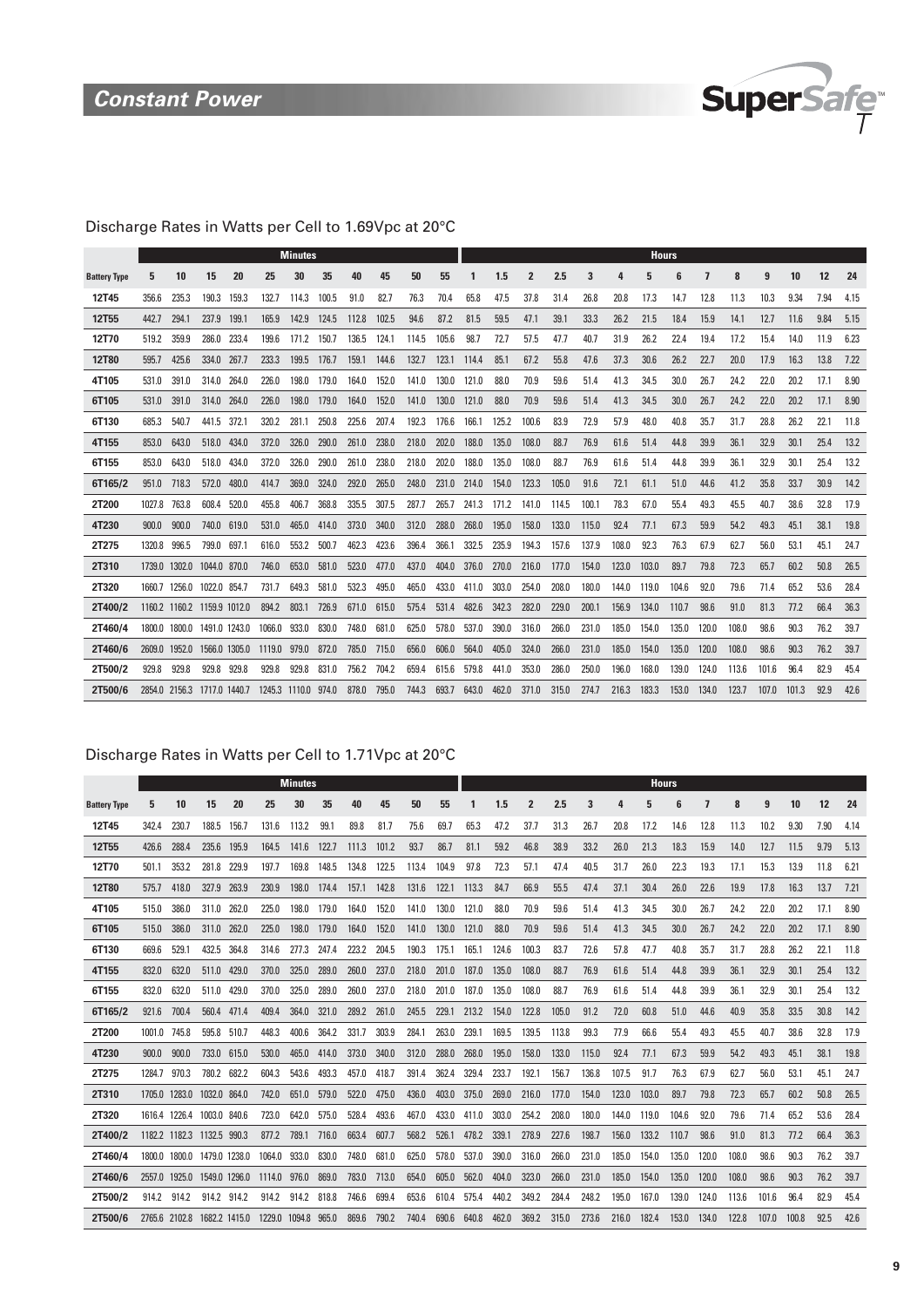# Constant Power

SuperSafe T

## Discharge Rates in Watts per Cell to 1.69Vpc at 20°C

| | Minutes | | | | | | | | | | | Hours | | | | | | | | | | | | | |
|---|---|---|---|---|---|---|---|---|---|---|---|---|---|---|---|---|---|---|---|---|---|---|---|---|---|
| **Battery Type** | **5** | **10** | **15** | **20** | **25** | **30** | **35** | **40** | **45** | **50** | **55** | **1** | **1.5** | **2** | **2.5** | **3** | **4** | **5** | **6** | **7** | **8** | **9** | **10** | **12** | **24** |
| **12T45** | 356.6 | 235.3 | 190.3 | 159.3 | 132.7 | 114.3 | 100.5 | 91.0 | 82.7 | 76.3 | 70.4 | 65.8 | 47.5 | 37.8 | 31.4 | 26.8 | 20.8 | 17.3 | 14.7 | 12.8 | 11.3 | 10.3 | 9.34 | 7.94 | 4.15 |
| **12T55** | 442.7 | 294.1 | 237.9 | 199.1 | 165.9 | 142.9 | 124.5 | 112.8 | 102.5 | 94.6 | 87.2 | 81.5 | 59.5 | 47.1 | 39.1 | 33.3 | 26.2 | 21.5 | 18.4 | 15.9 | 14.1 | 12.7 | 11.6 | 9.84 | 5.15 |
| **12T70** | 519.2 | 359.9 | 286.0 | 233.4 | 199.6 | 171.2 | 150.7 | 136.5 | 124.1 | 114.5 | 105.6 | 98.7 | 72.7 | 57.5 | 47.7 | 40.7 | 31.9 | 26.2 | 22.4 | 19.4 | 17.2 | 15.4 | 14.0 | 11.9 | 6.23 |
| **12T80** | 595.7 | 425.6 | 334.0 | 267.7 | 233.3 | 199.5 | 176.7 | 159.1 | 144.6 | 132.7 | 123.1 | 114.4 | 85.1 | 67.2 | 55.8 | 47.6 | 37.3 | 30.6 | 26.2 | 22.7 | 20.0 | 17.9 | 16.3 | 13.8 | 7.22 |
| **4T105** | 531.0 | 391.0 | 314.0 | 264.0 | 226.0 | 198.0 | 179.0 | 164.0 | 152.0 | 141.0 | 130.0 | 121.0 | 88.0 | 70.9 | 59.6 | 51.4 | 41.3 | 34.5 | 30.0 | 26.7 | 24.2 | 22.0 | 20.2 | 17.1 | 8.90 |
| **6T105** | 531.0 | 391.0 | 314.0 | 264.0 | 226.0 | 198.0 | 179.0 | 164.0 | 152.0 | 141.0 | 130.0 | 121.0 | 88.0 | 70.9 | 59.6 | 51.4 | 41.3 | 34.5 | 30.0 | 26.7 | 24.2 | 22.0 | 20.2 | 17.1 | 8.90 |
| **6T130** | 685.3 | 540.7 | 441.5 | 372.1 | 320.2 | 281.1 | 250.8 | 225.6 | 207.4 | 192.3 | 176.6 | 166.1 | 125.2 | 100.6 | 83.9 | 72.9 | 57.9 | 48.0 | 40.8 | 35.7 | 31.7 | 28.8 | 26.2 | 22.1 | 11.8 |
| **4T155** | 853.0 | 643.0 | 518.0 | 434.0 | 372.0 | 326.0 | 290.0 | 261.0 | 238.0 | 218.0 | 202.0 | 188.0 | 135.0 | 108.0 | 88.7 | 76.9 | 61.6 | 51.4 | 44.8 | 39.9 | 36.1 | 32.9 | 30.1 | 25.4 | 13.2 |
| **6T155** | 853.0 | 643.0 | 518.0 | 434.0 | 372.0 | 326.0 | 290.0 | 261.0 | 238.0 | 218.0 | 202.0 | 188.0 | 135.0 | 108.0 | 88.7 | 76.9 | 61.6 | 51.4 | 44.8 | 39.9 | 36.1 | 32.9 | 30.1 | 25.4 | 13.2 |
| **6T165/2** | 951.0 | 718.3 | 572.0 | 480.0 | 414.7 | 369.0 | 324.0 | 292.0 | 265.0 | 248.0 | 231.0 | 214.0 | 154.0 | 123.3 | 105.0 | 91.6 | 72.1 | 61.1 | 51.0 | 44.6 | 41.2 | 35.8 | 33.7 | 30.9 | 14.2 |
| **2T200** | 1027.8 | 763.8 | 608.4 | 520.0 | 455.8 | 406.7 | 368.8 | 335.5 | 307.5 | 287.7 | 265.7 | 241.3 | 171.2 | 141.0 | 114.5 | 100.1 | 78.3 | 67.0 | 55.4 | 49.3 | 45.5 | 40.7 | 38.6 | 32.8 | 17.9 |
| **4T230** | 900.0 | 900.0 | 740.0 | 619.0 | 531.0 | 465.0 | 414.0 | 373.0 | 340.0 | 312.0 | 288.0 | 268.0 | 195.0 | 158.0 | 133.0 | 115.0 | 92.4 | 77.1 | 67.3 | 59.9 | 54.2 | 49.3 | 45.1 | 38.1 | 19.8 |
| **2T275** | 1320.8 | 996.5 | 799.0 | 697.1 | 616.0 | 553.2 | 500.7 | 462.3 | 423.6 | 396.4 | 366.1 | 332.5 | 235.9 | 194.3 | 157.6 | 137.9 | 108.0 | 92.3 | 76.3 | 67.9 | 62.7 | 56.0 | 53.1 | 45.1 | 24.7 |
| **2T310** | 1739.0 | 1302.0 | 1044.0 | 870.0 | 746.0 | 653.0 | 581.0 | 523.0 | 477.0 | 437.0 | 404.0 | 376.0 | 270.0 | 216.0 | 177.0 | 154.0 | 123.0 | 103.0 | 89.7 | 79.8 | 72.3 | 65.7 | 60.2 | 50.8 | 26.5 |
| **2T320** | 1660.7 | 1256.0 | 1022.0 | 854.7 | 731.7 | 649.3 | 581.0 | 532.3 | 495.0 | 465.0 | 433.0 | 411.0 | 303.0 | 254.0 | 208.0 | 180.0 | 144.0 | 119.0 | 104.6 | 92.0 | 79.6 | 71.4 | 65.2 | 53.6 | 28.4 |
| **2T400/2** | 1160.2 | 1160.2 | 1159.9 | 1012.0 | 894.2 | 803.1 | 726.9 | 671.0 | 615.0 | 575.4 | 531.4 | 482.6 | 342.3 | 282.0 | 229.0 | 200.1 | 156.9 | 134.0 | 110.7 | 98.6 | 91.0 | 81.3 | 77.2 | 66.4 | 36.3 |
| **2T460/4** | 1800.0 | 1800.0 | 1491.0 | 1243.0 | 1066.0 | 933.0 | 830.0 | 748.0 | 681.0 | 625.0 | 578.0 | 537.0 | 390.0 | 316.0 | 266.0 | 231.0 | 185.0 | 154.0 | 135.0 | 120.0 | 108.0 | 98.6 | 90.3 | 76.2 | 39.7 |
| **2T460/6** | 2609.0 | 1952.0 | 1566.0 | 1305.0 | 1119.0 | 979.0 | 872.0 | 785.0 | 715.0 | 656.0 | 606.0 | 564.0 | 405.0 | 324.0 | 266.0 | 231.0 | 185.0 | 154.0 | 135.0 | 120.0 | 108.0 | 98.6 | 90.3 | 76.2 | 39.7 |
| **2T500/2** | 929.8 | 929.8 | 929.8 | 929.8 | 929.8 | 929.8 | 831.0 | 756.2 | 704.2 | 659.4 | 615.6 | 579.8 | 441.0 | 353.0 | 286.0 | 250.0 | 196.0 | 168.0 | 139.0 | 124.0 | 113.6 | 101.6 | 96.4 | 82.9 | 45.4 |
| **2T500/6** | 2854.0 | 2156.3 | 1717.0 | 1440.7 | 1245.3 | 1110.0 | 974.0 | 878.0 | 795.0 | 744.3 | 693.7 | 643.0 | 462.0 | 371.0 | 315.0 | 274.7 | 216.3 | 183.3 | 153.0 | 134.0 | 123.7 | 107.0 | 101.3 | 92.9 | 42.6 |

## Discharge Rates in Watts per Cell to 1.71Vpc at 20°C

| | Minutes | | | | | | | | | | | Hours | | | | | | | | | | | | | |
|---|---|---|---|---|---|---|---|---|---|---|---|---|---|---|---|---|---|---|---|---|---|---|---|---|---|
| **Battery Type** | **5** | **10** | **15** | **20** | **25** | **30** | **35** | **40** | **45** | **50** | **55** | **1** | **1.5** | **2** | **2.5** | **3** | **4** | **5** | **6** | **7** | **8** | **9** | **10** | **12** | **24** |
| **12T45** | 342.4 | 230.7 | 188.5 | 156.7 | 131.6 | 113.2 | 99.1 | 89.8 | 81.7 | 75.6 | 69.7 | 65.3 | 47.2 | 37.7 | 31.3 | 26.7 | 20.8 | 17.2 | 14.6 | 12.8 | 11.3 | 10.2 | 9.30 | 7.90 | 4.14 |
| **12T55** | 426.6 | 288.4 | 235.6 | 195.9 | 164.5 | 141.6 | 122.7 | 111.3 | 101.2 | 93.7 | 86.7 | 81.1 | 59.2 | 46.8 | 38.9 | 33.2 | 26.0 | 21.3 | 18.3 | 15.9 | 14.0 | 12.7 | 11.5 | 9.79 | 5.13 |
| **12T70** | 501.1 | 353.2 | 281.8 | 229.9 | 197.7 | 169.8 | 148.5 | 134.8 | 122.5 | 113.4 | 104.9 | 97.8 | 72.3 | 57.1 | 47.4 | 40.5 | 31.7 | 26.0 | 22.3 | 19.3 | 17.1 | 15.3 | 13.9 | 11.8 | 6.21 |
| **12T80** | 575.7 | 418.0 | 327.9 | 263.9 | 230.9 | 198.0 | 174.4 | 157.1 | 142.8 | 131.6 | 122.1 | 113.3 | 84.7 | 66.9 | 55.5 | 47.4 | 37.1 | 30.4 | 26.0 | 22.6 | 19.9 | 17.8 | 16.3 | 13.7 | 7.21 |
| **4T105** | 515.0 | 386.0 | 311.0 | 262.0 | 225.0 | 198.0 | 179.0 | 164.0 | 152.0 | 141.0 | 130.0 | 121.0 | 88.0 | 70.9 | 59.6 | 51.4 | 41.3 | 34.5 | 30.0 | 26.7 | 24.2 | 22.0 | 20.2 | 17.1 | 8.90 |
| **6T105** | 515.0 | 386.0 | 311.0 | 262.0 | 225.0 | 198.0 | 179.0 | 164.0 | 152.0 | 141.0 | 130.0 | 121.0 | 88.0 | 70.9 | 59.6 | 51.4 | 41.3 | 34.5 | 30.0 | 26.7 | 24.2 | 22.0 | 20.2 | 17.1 | 8.90 |
| **6T130** | 669.6 | 529.1 | 432.5 | 364.8 | 314.6 | 277.3 | 247.4 | 223.2 | 204.5 | 190.3 | 175.1 | 165.1 | 124.6 | 100.3 | 83.7 | 72.6 | 57.8 | 47.7 | 40.8 | 35.7 | 31.7 | 28.8 | 26.2 | 22.1 | 11.8 |
| **4T155** | 832.0 | 632.0 | 511.0 | 429.0 | 370.0 | 325.0 | 289.0 | 260.0 | 237.0 | 218.0 | 201.0 | 187.0 | 135.0 | 108.0 | 88.7 | 76.9 | 61.6 | 51.4 | 44.8 | 39.9 | 36.1 | 32.9 | 30.1 | 25.4 | 13.2 |
| **6T155** | 832.0 | 632.0 | 511.0 | 429.0 | 370.0 | 325.0 | 289.0 | 260.0 | 237.0 | 218.0 | 201.0 | 187.0 | 135.0 | 108.0 | 88.7 | 76.9 | 61.6 | 51.4 | 44.8 | 39.9 | 36.1 | 32.9 | 30.1 | 25.4 | 13.2 |
| **6T165/2** | 921.6 | 700.4 | 560.4 | 471.4 | 409.4 | 364.0 | 321.0 | 289.2 | 261.0 | 245.5 | 229.1 | 213.2 | 154.0 | 122.8 | 105.0 | 91.2 | 72.0 | 60.8 | 51.0 | 44.6 | 40.9 | 35.8 | 33.5 | 30.8 | 14.2 |
| **2T200** | 1001.0 | 745.8 | 595.8 | 510.7 | 448.3 | 400.6 | 364.2 | 331.7 | 303.9 | 284.1 | 263.0 | 239.1 | 169.5 | 139.5 | 113.8 | 99.3 | 77.9 | 66.6 | 55.4 | 49.3 | 45.5 | 40.7 | 38.6 | 32.8 | 17.9 |
| **4T230** | 900.0 | 900.0 | 733.0 | 615.0 | 530.0 | 465.0 | 414.0 | 373.0 | 340.0 | 312.0 | 288.0 | 268.0 | 195.0 | 158.0 | 133.0 | 115.0 | 92.4 | 77.1 | 67.3 | 59.9 | 54.2 | 49.3 | 45.1 | 38.1 | 19.8 |
| **2T275** | 1284.7 | 970.3 | 780.2 | 682.2 | 604.3 | 543.6 | 493.3 | 457.0 | 418.7 | 391.4 | 362.4 | 329.4 | 233.7 | 192.1 | 156.7 | 136.8 | 107.5 | 91.7 | 76.3 | 67.9 | 62.7 | 56.0 | 53.1 | 45.1 | 24.7 |
| **2T310** | 1705.0 | 1283.0 | 1032.0 | 864.0 | 742.0 | 651.0 | 579.0 | 522.0 | 475.0 | 436.0 | 403.0 | 375.0 | 269.0 | 216.0 | 177.0 | 154.0 | 123.0 | 103.0 | 89.7 | 79.8 | 72.3 | 65.7 | 60.2 | 50.8 | 26.5 |
| **2T320** | 1616.4 | 1226.4 | 1003.0 | 840.6 | 723.0 | 642.0 | 575.0 | 528.4 | 493.6 | 467.0 | 433.0 | 411.0 | 303.0 | 254.2 | 208.0 | 180.0 | 144.0 | 119.0 | 104.6 | 92.0 | 79.6 | 71.4 | 65.2 | 53.6 | 28.4 |
| **2T400/2** | 1182.2 | 1182.3 | 1132.5 | 990.3 | 877.2 | 789.1 | 716.0 | 663.4 | 607.7 | 568.2 | 526.1 | 478.2 | 339.1 | 278.9 | 227.6 | 198.7 | 156.0 | 133.2 | 110.7 | 98.6 | 91.0 | 81.3 | 77.2 | 66.4 | 36.3 |
| **2T460/4** | 1800.0 | 1800.0 | 1479.0 | 1238.0 | 1064.0 | 933.0 | 830.0 | 748.0 | 681.0 | 625.0 | 578.0 | 537.0 | 390.0 | 316.0 | 266.0 | 231.0 | 185.0 | 154.0 | 135.0 | 120.0 | 108.0 | 98.6 | 90.3 | 76.2 | 39.7 |
| **2T460/6** | 2557.0 | 1925.0 | 1549.0 | 1296.0 | 1114.0 | 976.0 | 869.0 | 783.0 | 713.0 | 654.0 | 605.0 | 562.0 | 404.0 | 323.0 | 266.0 | 231.0 | 185.0 | 154.0 | 135.0 | 120.0 | 108.0 | 98.6 | 90.3 | 76.2 | 39.7 |
| **2T500/2** | 914.2 | 914.2 | 914.2 | 914.2 | 914.2 | 914.2 | 818.8 | 746.6 | 699.4 | 653.6 | 610.4 | 575.4 | 440.2 | 349.2 | 284.4 | 248.2 | 195.0 | 167.0 | 139.0 | 124.0 | 113.6 | 101.6 | 96.4 | 82.9 | 45.4 |
| **2T500/6** | 2765.6 | 2102.8 | 1682.2 | 1415.0 | 1229.0 | 1094.8 | 965.0 | 869.6 | 790.2 | 740.4 | 690.6 | 640.8 | 462.0 | 369.2 | 315.0 | 273.6 | 216.0 | 182.4 | 153.0 | 134.0 | 122.8 | 107.0 | 100.8 | 92.5 | 42.6 |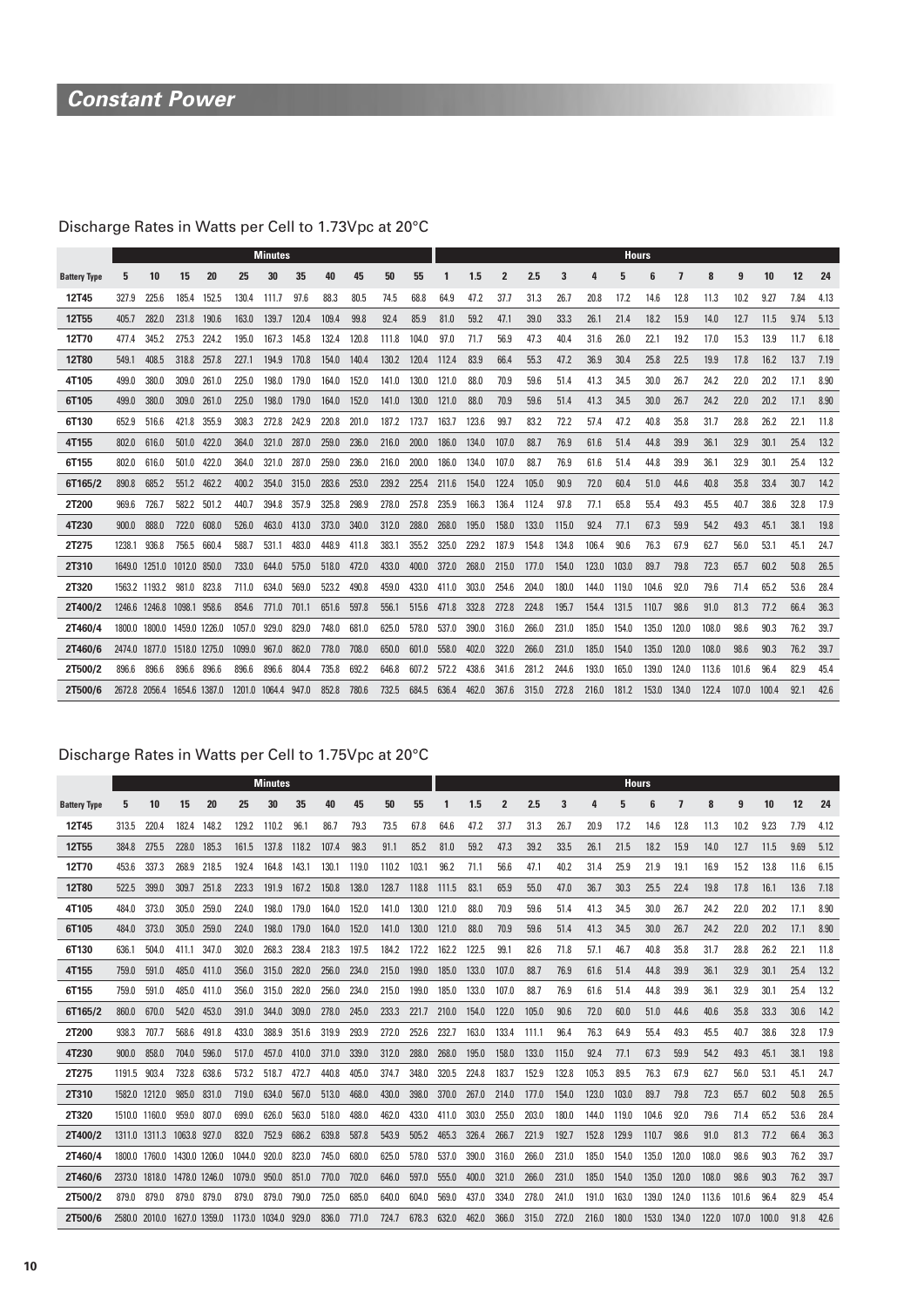# Constant Power

## Discharge Rates in Watts per Cell to 1.73Vpc at 20°C

| | Minutes | | | | | | | | | | | Hours | | | | | | | | | | | | | | |
|---|---|---|---|---|---|---|---|---|---|---|---|---|---|---|---|---|---|---|---|---|---|---|---|---|---|---|
| **Battery Type** | **5** | **10** | **15** | **20** | **25** | **30** | **35** | **40** | **45** | **50** | **55** | **1** | **1.5** | **2** | **2.5** | **3** | **4** | **5** | **6** | **7** | **8** | **9** | **10** | **12** | **24** |
| **12T45** | 327.9 | 225.6 | 185.4 | 152.5 | 130.4 | 111.7 | 97.6 | 88.3 | 80.5 | 74.5 | 68.8 | 64.9 | 47.2 | 37.7 | 31.3 | 26.7 | 20.8 | 17.2 | 14.6 | 12.8 | 11.3 | 10.2 | 9.27 | 7.84 | 4.13 |
| **12T55** | 405.7 | 282.0 | 231.8 | 190.6 | 163.0 | 139.7 | 120.4 | 109.4 | 99.8 | 92.4 | 85.9 | 81.0 | 59.2 | 47.1 | 39.0 | 33.3 | 26.1 | 21.4 | 18.2 | 15.9 | 14.0 | 12.7 | 11.5 | 9.74 | 5.13 |
| **12T70** | 477.4 | 345.2 | 275.3 | 224.2 | 195.0 | 167.3 | 145.8 | 132.4 | 120.8 | 111.8 | 104.0 | 97.0 | 71.7 | 56.9 | 47.3 | 40.4 | 31.6 | 26.0 | 22.1 | 19.2 | 17.0 | 15.3 | 13.9 | 11.7 | 6.18 |
| **12T80** | 549.1 | 408.5 | 318.8 | 257.8 | 227.1 | 194.9 | 170.8 | 154.0 | 140.4 | 130.2 | 120.4 | 112.4 | 83.9 | 66.4 | 55.3 | 47.2 | 36.9 | 30.4 | 25.8 | 22.5 | 19.9 | 17.8 | 16.2 | 13.7 | 7.19 |
| **4T105** | 499.0 | 380.0 | 309.0 | 261.0 | 225.0 | 198.0 | 179.0 | 164.0 | 152.0 | 141.0 | 130.0 | 121.0 | 88.0 | 70.9 | 59.6 | 51.4 | 41.3 | 34.5 | 30.0 | 26.7 | 24.2 | 22.0 | 20.2 | 17.1 | 8.90 |
| **6T105** | 499.0 | 380.0 | 309.0 | 261.0 | 225.0 | 198.0 | 179.0 | 164.0 | 152.0 | 141.0 | 130.0 | 121.0 | 88.0 | 70.9 | 59.6 | 51.4 | 41.3 | 34.5 | 30.0 | 26.7 | 24.2 | 22.0 | 20.2 | 17.1 | 8.90 |
| **6T130** | 652.9 | 516.6 | 421.8 | 355.9 | 308.3 | 272.8 | 242.9 | 220.8 | 201.0 | 187.2 | 173.7 | 163.7 | 123.6 | 99.7 | 83.2 | 72.2 | 57.4 | 47.2 | 40.8 | 35.8 | 31.7 | 28.8 | 26.2 | 22.1 | 11.8 |
| **4T155** | 802.0 | 616.0 | 501.0 | 422.0 | 364.0 | 321.0 | 287.0 | 259.0 | 236.0 | 216.0 | 200.0 | 186.0 | 134.0 | 107.0 | 88.7 | 76.9 | 61.6 | 51.4 | 44.8 | 39.9 | 36.1 | 32.9 | 30.1 | 25.4 | 13.2 |
| **6T155** | 802.0 | 616.0 | 501.0 | 422.0 | 364.0 | 321.0 | 287.0 | 259.0 | 236.0 | 216.0 | 200.0 | 186.0 | 134.0 | 107.0 | 88.7 | 76.9 | 61.6 | 51.4 | 44.8 | 39.9 | 36.1 | 32.9 | 30.1 | 25.4 | 13.2 |
| **6T165/2** | 890.8 | 685.2 | 551.2 | 462.2 | 400.2 | 354.0 | 315.0 | 283.6 | 253.0 | 239.2 | 225.4 | 211.6 | 154.0 | 122.4 | 105.0 | 90.9 | 72.0 | 60.4 | 51.0 | 44.6 | 40.8 | 35.8 | 33.4 | 30.7 | 14.2 |
| **2T200** | 969.6 | 726.7 | 582.2 | 501.2 | 440.7 | 394.8 | 357.9 | 325.8 | 298.9 | 278.0 | 257.8 | 235.9 | 166.3 | 136.4 | 112.4 | 97.8 | 77.1 | 65.8 | 55.4 | 49.3 | 45.5 | 40.7 | 38.6 | 32.8 | 17.9 |
| **4T230** | 900.0 | 888.0 | 722.0 | 608.0 | 526.0 | 463.0 | 413.0 | 373.0 | 340.0 | 312.0 | 288.0 | 268.0 | 195.0 | 158.0 | 133.0 | 115.0 | 92.4 | 77.1 | 67.3 | 59.9 | 54.2 | 49.3 | 45.1 | 38.1 | 19.8 |
| **2T275** | 1238.1 | 936.8 | 756.5 | 660.4 | 588.7 | 531.1 | 483.0 | 448.9 | 411.8 | 383.1 | 355.2 | 325.0 | 229.2 | 187.9 | 154.8 | 134.8 | 106.4 | 90.6 | 76.3 | 67.9 | 62.7 | 56.0 | 53.1 | 45.1 | 24.7 |
| **2T310** | 1649.0 | 1251.0 | 1012.0 | 850.0 | 733.0 | 644.0 | 575.0 | 518.0 | 472.0 | 433.0 | 400.0 | 372.0 | 268.0 | 215.0 | 177.0 | 154.0 | 123.0 | 103.0 | 89.7 | 79.8 | 72.3 | 65.7 | 60.2 | 50.8 | 26.5 |
| **2T320** | 1563.2 | 1193.2 | 981.0 | 823.8 | 711.0 | 634.0 | 569.0 | 523.2 | 490.8 | 459.0 | 433.0 | 411.0 | 303.0 | 254.6 | 204.0 | 180.0 | 144.0 | 119.0 | 104.6 | 92.0 | 79.6 | 71.4 | 65.2 | 53.6 | 28.4 |
| **2T400/2** | 1246.6 | 1246.8 | 1098.1 | 958.6 | 854.6 | 771.0 | 701.1 | 651.6 | 597.8 | 556.1 | 515.6 | 471.8 | 332.8 | 272.8 | 224.8 | 195.7 | 154.4 | 131.5 | 110.7 | 98.6 | 91.0 | 81.3 | 77.2 | 66.4 | 36.3 |
| **2T460/4** | 1800.0 | 1800.0 | 1459.0 | 1226.0 | 1057.0 | 929.0 | 829.0 | 748.0 | 681.0 | 625.0 | 578.0 | 537.0 | 390.0 | 316.0 | 266.0 | 231.0 | 185.0 | 154.0 | 135.0 | 120.0 | 108.0 | 98.6 | 90.3 | 76.2 | 39.7 |
| **2T460/6** | 2474.0 | 1877.0 | 1518.0 | 1275.0 | 1099.0 | 967.0 | 862.0 | 778.0 | 708.0 | 650.0 | 601.0 | 558.0 | 402.0 | 322.0 | 266.0 | 231.0 | 185.0 | 154.0 | 135.0 | 120.0 | 108.0 | 98.6 | 90.3 | 76.2 | 39.7 |
| **2T500/2** | 896.6 | 896.6 | 896.6 | 896.6 | 896.6 | 896.6 | 804.4 | 735.8 | 692.2 | 646.8 | 607.2 | 572.2 | 438.6 | 341.6 | 281.2 | 244.6 | 193.0 | 165.0 | 139.0 | 124.0 | 113.6 | 101.6 | 96.4 | 82.9 | 45.4 |
| **2T500/6** | 2672.8 | 2056.4 | 1654.6 | 1387.0 | 1201.0 | 1064.4 | 947.0 | 852.8 | 780.6 | 732.5 | 684.5 | 636.4 | 462.0 | 367.6 | 315.0 | 272.8 | 216.0 | 181.2 | 153.0 | 134.0 | 122.4 | 107.0 | 100.4 | 92.1 | 42.6 |

## Discharge Rates in Watts per Cell to 1.75Vpc at 20°C

| | Minutes | | | | | | | | | | | Hours | | | | | | | | | | | | | | |
|---|---|---|---|---|---|---|---|---|---|---|---|---|---|---|---|---|---|---|---|---|---|---|---|---|---|---|
| **Battery Type** | **5** | **10** | **15** | **20** | **25** | **30** | **35** | **40** | **45** | **50** | **55** | **1** | **1.5** | **2** | **2.5** | **3** | **4** | **5** | **6** | **7** | **8** | **9** | **10** | **12** | **24** |
| **12T45** | 313.5 | 220.4 | 182.4 | 148.2 | 129.2 | 110.2 | 96.1 | 86.7 | 79.3 | 73.5 | 67.8 | 64.6 | 47.2 | 37.7 | 31.3 | 26.7 | 20.9 | 17.2 | 14.6 | 12.8 | 11.3 | 10.2 | 9.23 | 7.79 | 4.12 |
| **12T55** | 384.8 | 275.5 | 228.0 | 185.3 | 161.5 | 137.8 | 118.2 | 107.4 | 98.3 | 91.1 | 85.2 | 81.0 | 59.2 | 47.3 | 39.2 | 33.5 | 26.1 | 21.5 | 18.2 | 15.9 | 14.0 | 12.7 | 11.5 | 9.69 | 5.12 |
| **12T70** | 453.6 | 337.3 | 268.9 | 218.5 | 192.4 | 164.8 | 143.1 | 130.1 | 119.0 | 110.2 | 103.1 | 96.2 | 71.1 | 56.6 | 47.1 | 40.2 | 31.4 | 25.9 | 21.9 | 19.1 | 16.9 | 15.2 | 13.8 | 11.6 | 6.15 |
| **12T80** | 522.5 | 399.0 | 309.7 | 251.8 | 223.3 | 191.9 | 167.2 | 150.8 | 138.0 | 128.7 | 118.8 | 111.5 | 83.1 | 65.9 | 55.0 | 47.0 | 36.7 | 30.3 | 25.5 | 22.4 | 19.8 | 17.8 | 16.1 | 13.6 | 7.18 |
| **4T105** | 484.0 | 373.0 | 305.0 | 259.0 | 224.0 | 198.0 | 179.0 | 164.0 | 152.0 | 141.0 | 130.0 | 121.0 | 88.0 | 70.9 | 59.6 | 51.4 | 41.3 | 34.5 | 30.0 | 26.7 | 24.2 | 22.0 | 20.2 | 17.1 | 8.90 |
| **6T105** | 484.0 | 373.0 | 305.0 | 259.0 | 224.0 | 198.0 | 179.0 | 164.0 | 152.0 | 141.0 | 130.0 | 121.0 | 88.0 | 70.9 | 59.6 | 51.4 | 41.3 | 34.5 | 30.0 | 26.7 | 24.2 | 22.0 | 20.2 | 17.1 | 8.90 |
| **6T130** | 636.1 | 504.0 | 411.1 | 347.0 | 302.0 | 268.3 | 238.4 | 218.3 | 197.5 | 184.2 | 172.2 | 162.2 | 122.5 | 99.1 | 82.6 | 71.8 | 57.1 | 46.7 | 40.8 | 35.8 | 31.7 | 28.8 | 26.2 | 22.1 | 11.8 |
| **4T155** | 759.0 | 591.0 | 485.0 | 411.0 | 356.0 | 315.0 | 282.0 | 256.0 | 234.0 | 215.0 | 199.0 | 185.0 | 133.0 | 107.0 | 88.7 | 76.9 | 61.6 | 51.4 | 44.8 | 39.9 | 36.1 | 32.9 | 30.1 | 25.4 | 13.2 |
| **6T155** | 759.0 | 591.0 | 485.0 | 411.0 | 356.0 | 315.0 | 282.0 | 256.0 | 234.0 | 215.0 | 199.0 | 185.0 | 133.0 | 107.0 | 88.7 | 76.9 | 61.6 | 51.4 | 44.8 | 39.9 | 36.1 | 32.9 | 30.1 | 25.4 | 13.2 |
| **6T165/2** | 860.0 | 670.0 | 542.0 | 453.0 | 391.0 | 344.0 | 309.0 | 278.0 | 245.0 | 233.3 | 221.7 | 210.0 | 154.0 | 122.0 | 105.0 | 90.6 | 72.0 | 60.0 | 51.0 | 44.6 | 40.6 | 35.8 | 33.3 | 30.6 | 14.2 |
| **2T200** | 938.3 | 707.7 | 568.6 | 491.8 | 433.0 | 388.9 | 351.6 | 319.9 | 293.9 | 272.0 | 252.6 | 232.7 | 163.0 | 133.4 | 111.1 | 96.4 | 76.3 | 64.9 | 55.4 | 49.3 | 45.5 | 40.7 | 38.6 | 32.8 | 17.9 |
| **4T230** | 900.0 | 858.0 | 704.0 | 596.0 | 517.0 | 457.0 | 410.0 | 371.0 | 339.0 | 312.0 | 288.0 | 268.0 | 195.0 | 158.0 | 133.0 | 115.0 | 92.4 | 77.1 | 67.3 | 59.9 | 54.2 | 49.3 | 45.1 | 38.1 | 19.8 |
| **2T275** | 1191.5 | 903.4 | 732.8 | 638.6 | 573.2 | 518.7 | 472.7 | 440.8 | 405.0 | 374.7 | 348.0 | 320.5 | 224.8 | 183.7 | 152.9 | 132.8 | 105.3 | 89.5 | 76.3 | 67.9 | 62.7 | 56.0 | 53.1 | 45.1 | 24.7 |
| **2T310** | 1582.0 | 1212.0 | 985.0 | 831.0 | 719.0 | 634.0 | 567.0 | 513.0 | 468.0 | 430.0 | 398.0 | 370.0 | 267.0 | 214.0 | 177.0 | 154.0 | 123.0 | 103.0 | 89.7 | 79.8 | 72.3 | 65.7 | 60.2 | 50.8 | 26.5 |
| **2T320** | 1510.0 | 1160.0 | 959.0 | 807.0 | 699.0 | 626.0 | 563.0 | 518.0 | 488.0 | 462.0 | 433.0 | 411.0 | 303.0 | 255.0 | 203.0 | 180.0 | 144.0 | 119.0 | 104.6 | 92.0 | 79.6 | 71.4 | 65.2 | 53.6 | 28.4 |
| **2T400/2** | 1311.0 | 1311.3 | 1063.8 | 927.0 | 832.0 | 752.9 | 686.2 | 639.8 | 587.8 | 543.9 | 505.2 | 465.3 | 326.4 | 266.7 | 221.9 | 192.7 | 152.8 | 129.9 | 110.7 | 98.6 | 91.0 | 81.3 | 77.2 | 66.4 | 36.3 |
| **2T460/4** | 1800.0 | 1760.0 | 1430.0 | 1206.0 | 1044.0 | 920.0 | 823.0 | 745.0 | 680.0 | 625.0 | 578.0 | 537.0 | 390.0 | 316.0 | 266.0 | 231.0 | 185.0 | 154.0 | 135.0 | 120.0 | 108.0 | 98.6 | 90.3 | 76.2 | 39.7 |
| **2T460/6** | 2373.0 | 1818.0 | 1478.0 | 1246.0 | 1079.0 | 950.0 | 851.0 | 770.0 | 702.0 | 646.0 | 597.0 | 555.0 | 400.0 | 321.0 | 266.0 | 231.0 | 185.0 | 154.0 | 135.0 | 120.0 | 108.0 | 98.6 | 90.3 | 76.2 | 39.7 |
| **2T500/2** | 879.0 | 879.0 | 879.0 | 879.0 | 879.0 | 879.0 | 790.0 | 725.0 | 685.0 | 640.0 | 604.0 | 569.0 | 437.0 | 334.0 | 278.0 | 241.0 | 191.0 | 163.0 | 139.0 | 124.0 | 113.6 | 101.6 | 96.4 | 82.9 | 45.4 |
| **2T500/6** | 2580.0 | 2010.0 | 1627.0 | 1359.0 | 1173.0 | 1034.0 | 929.0 | 836.0 | 771.0 | 724.7 | 678.3 | 632.0 | 462.0 | 366.0 | 315.0 | 272.0 | 216.0 | 180.0 | 153.0 | 134.0 | 122.0 | 107.0 | 100.0 | 91.8 | 42.6 |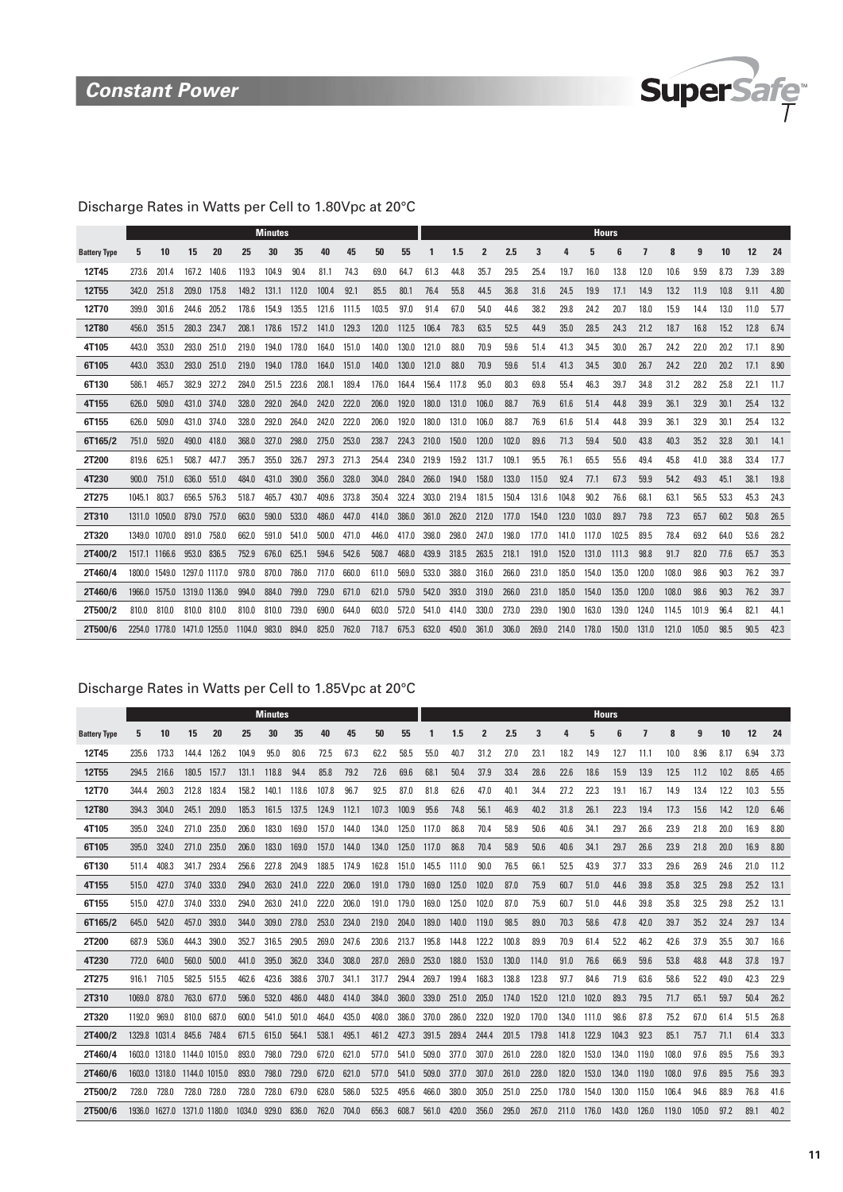## Constant Power

SuperSafe T

### Discharge Rates in Watts per Cell to 1.80Vpc at 20°C

| | Minutes | | | | | | | | | | | Hours | | | | | | | | | | | | | |
|---|---|---|---|---|---|---|---|---|---|---|---|---|---|---|---|---|---|---|---|---|---|---|---|---|---|
| **Battery Type** | 5 | 10 | 15 | 20 | 25 | 30 | 35 | 40 | 45 | 50 | 55 | 1 | 1.5 | 2 | 2.5 | 3 | 4 | 5 | 6 | 7 | 8 | 9 | 10 | 12 | 24 |
| **12T45** | 273.6 | 201.4 | 167.2 | 140.6 | 119.3 | 104.9 | 90.4 | 81.1 | 74.3 | 69.0 | 64.7 | 61.3 | 44.8 | 35.7 | 29.5 | 25.4 | 19.7 | 16.0 | 13.8 | 12.0 | 10.6 | 9.59 | 8.73 | 7.39 | 3.89 |
| **12T55** | 342.0 | 251.8 | 209.0 | 175.8 | 149.2 | 131.1 | 112.0 | 100.4 | 92.1 | 85.5 | 80.1 | 76.4 | 55.8 | 44.5 | 36.8 | 31.6 | 24.5 | 19.9 | 17.1 | 14.9 | 13.2 | 11.9 | 10.8 | 9.11 | 4.80 |
| **12T70** | 399.0 | 301.6 | 244.6 | 205.2 | 178.6 | 154.9 | 135.5 | 121.6 | 111.5 | 103.5 | 97.0 | 91.4 | 67.0 | 54.0 | 44.6 | 38.2 | 29.8 | 24.2 | 20.7 | 18.0 | 15.9 | 14.4 | 13.0 | 11.0 | 5.77 |
| **12T80** | 456.0 | 351.5 | 280.3 | 234.7 | 208.1 | 178.6 | 157.2 | 141.0 | 129.3 | 120.0 | 112.5 | 106.4 | 78.3 | 63.5 | 52.5 | 44.9 | 35.0 | 28.5 | 24.3 | 21.2 | 18.7 | 16.8 | 15.2 | 12.8 | 6.74 |
| **4T105** | 443.0 | 353.0 | 293.0 | 251.0 | 219.0 | 194.0 | 178.0 | 164.0 | 151.0 | 140.0 | 130.0 | 121.0 | 88.0 | 70.9 | 59.6 | 51.4 | 41.3 | 34.5 | 30.0 | 26.7 | 24.2 | 22.0 | 20.2 | 17.1 | 8.90 |
| **6T105** | 443.0 | 353.0 | 293.0 | 251.0 | 219.0 | 194.0 | 178.0 | 164.0 | 151.0 | 140.0 | 130.0 | 121.0 | 88.0 | 70.9 | 59.6 | 51.4 | 41.3 | 34.5 | 30.0 | 26.7 | 24.2 | 22.0 | 20.2 | 17.1 | 8.90 |
| **6T130** | 586.1 | 465.7 | 382.9 | 327.2 | 284.0 | 251.5 | 223.6 | 208.1 | 189.4 | 176.0 | 164.4 | 156.4 | 117.8 | 95.0 | 80.3 | 69.8 | 55.4 | 46.3 | 39.7 | 34.8 | 31.2 | 28.2 | 25.8 | 22.1 | 11.7 |
| **4T155** | 626.0 | 509.0 | 431.0 | 374.0 | 328.0 | 292.0 | 264.0 | 242.0 | 222.0 | 206.0 | 192.0 | 180.0 | 131.0 | 106.0 | 88.7 | 76.9 | 61.6 | 51.4 | 44.8 | 39.9 | 36.1 | 32.9 | 30.1 | 25.4 | 13.2 |
| **6T155** | 626.0 | 509.0 | 431.0 | 374.0 | 328.0 | 292.0 | 264.0 | 242.0 | 222.0 | 206.0 | 192.0 | 180.0 | 131.0 | 106.0 | 88.7 | 76.9 | 61.6 | 51.4 | 44.8 | 39.9 | 36.1 | 32.9 | 30.1 | 25.4 | 13.2 |
| **6T165/2** | 751.0 | 592.0 | 490.0 | 418.0 | 368.0 | 327.0 | 298.0 | 275.0 | 253.0 | 238.7 | 224.3 | 210.0 | 150.0 | 120.0 | 102.0 | 89.6 | 71.3 | 59.4 | 50.0 | 43.8 | 40.3 | 35.2 | 32.8 | 30.1 | 14.1 |
| **2T200** | 819.6 | 625.1 | 508.7 | 447.7 | 395.7 | 355.0 | 326.7 | 297.3 | 271.3 | 254.4 | 234.0 | 219.9 | 159.2 | 131.7 | 109.1 | 95.5 | 76.1 | 65.5 | 55.6 | 49.4 | 45.8 | 41.0 | 38.8 | 33.4 | 17.7 |
| **4T230** | 900.0 | 751.0 | 636.0 | 551.0 | 484.0 | 431.0 | 390.0 | 356.0 | 328.0 | 304.0 | 284.0 | 266.0 | 194.0 | 158.0 | 133.0 | 115.0 | 92.4 | 77.1 | 67.3 | 59.9 | 54.2 | 49.3 | 45.1 | 38.1 | 19.8 |
| **2T275** | 1045.1 | 803.7 | 656.5 | 576.3 | 518.7 | 465.7 | 430.7 | 409.6 | 373.8 | 350.4 | 322.4 | 303.0 | 219.4 | 181.5 | 150.4 | 131.6 | 104.8 | 90.2 | 76.6 | 68.1 | 63.1 | 56.5 | 53.3 | 45.3 | 24.3 |
| **2T310** | 1311.0 | 1050.0 | 879.0 | 757.0 | 663.0 | 590.0 | 533.0 | 486.0 | 447.0 | 414.0 | 386.0 | 361.0 | 262.0 | 212.0 | 177.0 | 154.0 | 123.0 | 103.0 | 89.7 | 79.8 | 72.3 | 65.7 | 60.2 | 50.8 | 26.5 |
| **2T320** | 1349.0 | 1070.0 | 891.0 | 758.0 | 662.0 | 591.0 | 541.0 | 500.0 | 471.0 | 446.0 | 417.0 | 398.0 | 298.0 | 247.0 | 198.0 | 177.0 | 141.0 | 117.0 | 102.5 | 89.5 | 78.4 | 69.2 | 64.0 | 53.6 | 28.2 |
| **2T400/2** | 1517.1 | 1166.6 | 953.0 | 836.5 | 752.9 | 676.0 | 625.1 | 594.6 | 542.6 | 508.7 | 468.0 | 439.9 | 318.5 | 263.5 | 218.1 | 191.0 | 152.0 | 131.0 | 111.3 | 98.8 | 91.7 | 82.0 | 77.6 | 65.7 | 35.3 |
| **2T460/4** | 1800.0 | 1549.0 | 1297.0 | 1117.0 | 978.0 | 870.0 | 786.0 | 717.0 | 660.0 | 611.0 | 569.0 | 533.0 | 388.0 | 316.0 | 266.0 | 231.0 | 185.0 | 154.0 | 135.0 | 120.0 | 108.0 | 98.6 | 90.3 | 76.2 | 39.7 |
| **2T460/6** | 1966.0 | 1575.0 | 1319.0 | 1136.0 | 994.0 | 884.0 | 799.0 | 729.0 | 671.0 | 621.0 | 579.0 | 542.0 | 393.0 | 319.0 | 266.0 | 231.0 | 185.0 | 154.0 | 135.0 | 120.0 | 108.0 | 98.6 | 90.3 | 76.2 | 39.7 |
| **2T500/2** | 810.0 | 810.0 | 810.0 | 810.0 | 810.0 | 810.0 | 739.0 | 690.0 | 644.0 | 603.0 | 572.0 | 541.0 | 414.0 | 330.0 | 273.0 | 239.0 | 190.0 | 163.0 | 139.0 | 124.0 | 114.5 | 101.9 | 96.4 | 82.1 | 44.1 |
| **2T500/6** | 2254.0 | 1778.0 | 1471.0 | 1255.0 | 1104.0 | 983.0 | 894.0 | 825.0 | 762.0 | 718.7 | 675.3 | 632.0 | 450.0 | 361.0 | 306.0 | 269.0 | 214.0 | 178.0 | 150.0 | 131.0 | 121.0 | 105.0 | 98.5 | 90.5 | 42.3 |

### Discharge Rates in Watts per Cell to 1.85Vpc at 20°C

| | Minutes | | | | | | | | | | | Hours | | | | | | | | | | | | | |
|---|---|---|---|---|---|---|---|---|---|---|---|---|---|---|---|---|---|---|---|---|---|---|---|---|---|
| **Battery Type** | 5 | 10 | 15 | 20 | 25 | 30 | 35 | 40 | 45 | 50 | 55 | 1 | 1.5 | 2 | 2.5 | 3 | 4 | 5 | 6 | 7 | 8 | 9 | 10 | 12 | 24 |
| **12T45** | 235.6 | 173.3 | 144.4 | 126.2 | 104.9 | 95.0 | 80.6 | 72.5 | 67.3 | 62.2 | 58.5 | 55.0 | 40.7 | 31.2 | 27.0 | 23.1 | 18.2 | 14.9 | 12.7 | 11.1 | 10.0 | 8.96 | 8.17 | 6.94 | 3.73 |
| **12T55** | 294.5 | 216.6 | 180.5 | 157.7 | 131.1 | 118.8 | 94.4 | 85.8 | 79.2 | 72.6 | 69.6 | 68.1 | 50.4 | 37.9 | 33.4 | 28.6 | 22.6 | 18.6 | 15.9 | 13.9 | 12.5 | 11.2 | 10.2 | 8.65 | 4.65 |
| **12T70** | 344.4 | 260.3 | 212.8 | 183.4 | 158.2 | 140.1 | 118.6 | 107.8 | 96.7 | 92.5 | 87.0 | 81.8 | 62.6 | 47.0 | 40.1 | 34.4 | 27.2 | 22.3 | 19.1 | 16.7 | 14.9 | 13.4 | 12.2 | 10.3 | 5.55 |
| **12T80** | 394.3 | 304.0 | 245.1 | 209.0 | 185.3 | 161.5 | 137.5 | 124.9 | 112.1 | 107.3 | 100.9 | 95.6 | 74.8 | 56.1 | 46.9 | 40.2 | 31.8 | 26.1 | 22.3 | 19.4 | 17.3 | 15.6 | 14.2 | 12.0 | 6.46 |
| **4T105** | 395.0 | 324.0 | 271.0 | 235.0 | 206.0 | 183.0 | 169.0 | 157.0 | 144.0 | 134.0 | 125.0 | 117.0 | 86.8 | 70.4 | 58.9 | 50.6 | 40.6 | 34.1 | 29.7 | 26.6 | 23.9 | 21.8 | 20.0 | 16.9 | 8.80 |
| **6T105** | 395.0 | 324.0 | 271.0 | 235.0 | 206.0 | 183.0 | 169.0 | 157.0 | 144.0 | 134.0 | 125.0 | 117.0 | 86.8 | 70.4 | 58.9 | 50.6 | 40.6 | 34.1 | 29.7 | 26.6 | 23.9 | 21.8 | 20.0 | 16.9 | 8.80 |
| **6T130** | 511.4 | 408.3 | 341.7 | 293.4 | 256.6 | 227.8 | 204.9 | 188.5 | 174.9 | 162.8 | 151.0 | 145.5 | 111.0 | 90.0 | 76.5 | 66.1 | 52.5 | 43.9 | 37.7 | 33.3 | 29.6 | 26.9 | 24.6 | 21.0 | 11.2 |
| **4T155** | 515.0 | 427.0 | 374.0 | 333.0 | 294.0 | 263.0 | 241.0 | 222.0 | 206.0 | 191.0 | 179.0 | 169.0 | 125.0 | 102.0 | 87.0 | 75.9 | 60.7 | 51.0 | 44.6 | 39.8 | 35.8 | 32.5 | 29.8 | 25.2 | 13.1 |
| **6T155** | 515.0 | 427.0 | 374.0 | 333.0 | 294.0 | 263.0 | 241.0 | 222.0 | 206.0 | 191.0 | 179.0 | 169.0 | 125.0 | 102.0 | 87.0 | 75.9 | 60.7 | 51.0 | 44.6 | 39.8 | 35.8 | 32.5 | 29.8 | 25.2 | 13.1 |
| **6T165/2** | 645.0 | 542.0 | 457.0 | 393.0 | 344.0 | 309.0 | 278.0 | 253.0 | 234.0 | 219.0 | 204.0 | 189.0 | 140.0 | 119.0 | 98.5 | 89.0 | 70.3 | 58.6 | 47.8 | 42.0 | 39.7 | 35.2 | 32.4 | 29.7 | 13.4 |
| **2T200** | 687.9 | 536.0 | 444.3 | 390.0 | 352.7 | 316.5 | 290.5 | 269.0 | 247.6 | 230.6 | 213.7 | 195.8 | 144.8 | 122.2 | 100.8 | 89.9 | 70.9 | 61.4 | 52.2 | 46.2 | 42.6 | 37.9 | 35.5 | 30.7 | 16.6 |
| **4T230** | 772.0 | 640.0 | 560.0 | 500.0 | 441.0 | 395.0 | 362.0 | 334.0 | 308.0 | 287.0 | 269.0 | 253.0 | 188.0 | 153.0 | 130.0 | 114.0 | 91.0 | 76.6 | 66.9 | 59.6 | 53.8 | 48.8 | 44.8 | 37.8 | 19.7 |
| **2T275** | 916.1 | 710.5 | 582.5 | 515.5 | 462.6 | 423.6 | 388.6 | 370.7 | 341.1 | 317.7 | 294.4 | 269.7 | 199.4 | 168.3 | 138.8 | 123.8 | 97.7 | 84.6 | 71.9 | 63.6 | 58.6 | 52.2 | 49.0 | 42.3 | 22.9 |
| **2T310** | 1069.0 | 878.0 | 763.0 | 677.0 | 596.0 | 532.0 | 486.0 | 448.0 | 414.0 | 384.0 | 360.0 | 339.0 | 251.0 | 205.0 | 174.0 | 152.0 | 121.0 | 102.0 | 89.3 | 79.5 | 71.7 | 65.1 | 59.7 | 50.4 | 26.2 |
| **2T320** | 1192.0 | 969.0 | 810.0 | 687.0 | 600.0 | 541.0 | 501.0 | 464.0 | 435.0 | 408.0 | 386.0 | 370.0 | 286.0 | 232.0 | 192.0 | 170.0 | 134.0 | 111.0 | 98.6 | 87.8 | 75.2 | 67.0 | 61.4 | 51.5 | 26.8 |
| **2T400/2** | 1329.8 | 1031.4 | 845.6 | 748.4 | 671.5 | 615.0 | 564.1 | 538.1 | 495.1 | 461.2 | 427.3 | 391.5 | 289.4 | 244.4 | 201.5 | 179.8 | 141.8 | 122.9 | 104.3 | 92.3 | 85.1 | 75.7 | 71.1 | 61.4 | 33.3 |
| **2T460/4** | 1603.0 | 1318.0 | 1144.0 | 1015.0 | 893.0 | 798.0 | 729.0 | 672.0 | 621.0 | 577.0 | 541.0 | 509.0 | 377.0 | 307.0 | 261.0 | 228.0 | 182.0 | 153.0 | 134.0 | 119.0 | 108.0 | 97.6 | 89.5 | 75.6 | 39.3 |
| **2T460/6** | 1603.0 | 1318.0 | 1144.0 | 1015.0 | 893.0 | 798.0 | 729.0 | 672.0 | 621.0 | 577.0 | 541.0 | 509.0 | 377.0 | 307.0 | 261.0 | 228.0 | 182.0 | 153.0 | 134.0 | 119.0 | 108.0 | 97.6 | 89.5 | 75.6 | 39.3 |
| **2T500/2** | 728.0 | 728.0 | 728.0 | 728.0 | 728.0 | 728.0 | 679.0 | 628.0 | 586.0 | 532.5 | 495.6 | 466.0 | 380.0 | 305.0 | 251.0 | 225.0 | 178.0 | 154.0 | 130.0 | 115.0 | 106.4 | 94.6 | 88.9 | 76.8 | 41.6 |
| **2T500/6** | 1936.0 | 1627.0 | 1371.0 | 1180.0 | 1034.0 | 929.0 | 836.0 | 762.0 | 704.0 | 656.3 | 608.7 | 561.0 | 420.0 | 356.0 | 295.0 | 267.0 | 211.0 | 176.0 | 143.0 | 126.0 | 119.0 | 105.0 | 97.2 | 89.1 | 40.2 |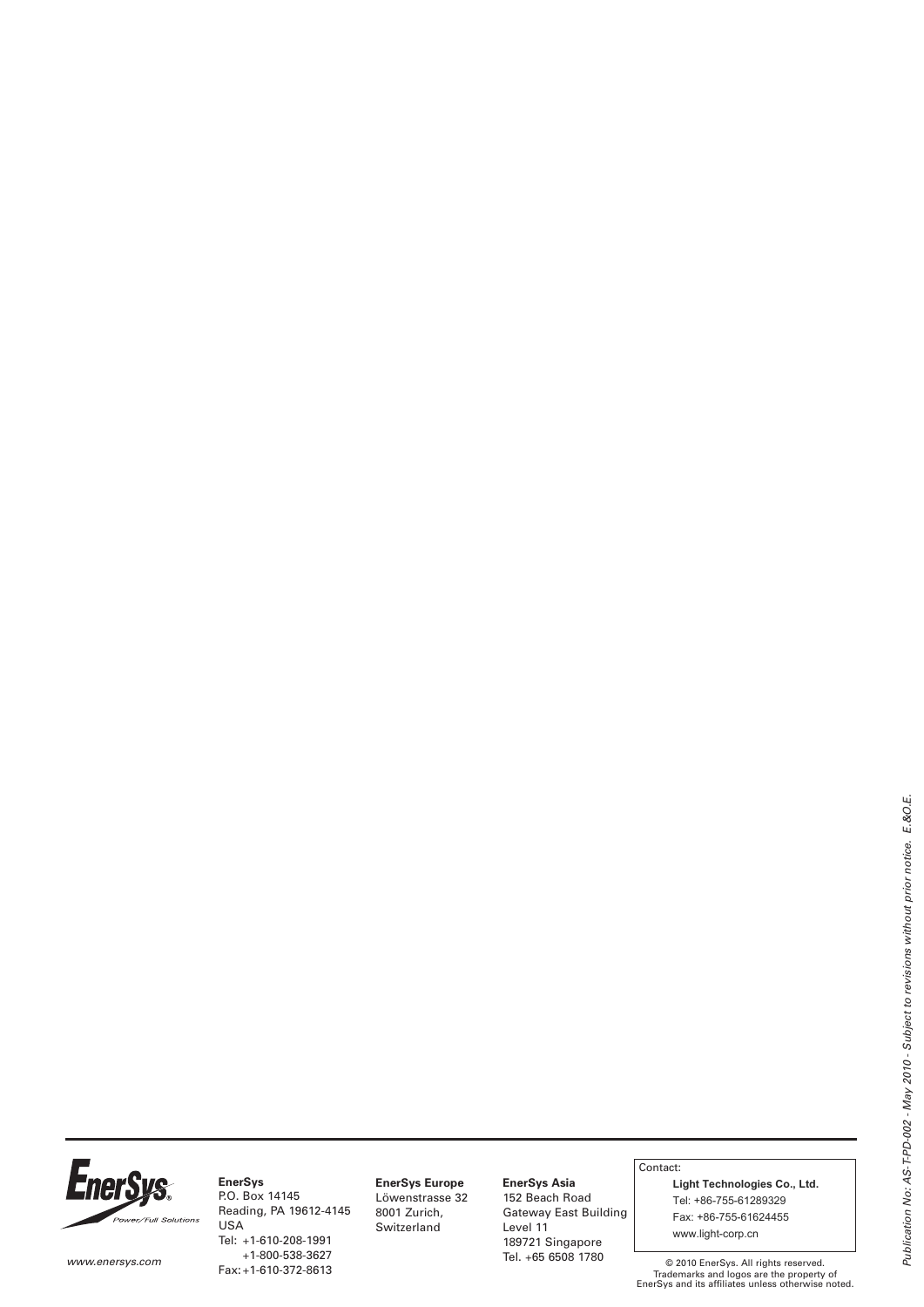EnerSys®
Power/Full Solutions

www.enersys.com

**EnerSys**
P.O. Box 14145
Reading, PA 19612-4145
USA
Tel: +1-610-208-1991
+1-800-538-3627
Fax: +1-610-372-8613

**EnerSys Europe**
Löwenstrasse 32
8001 Zurich,
Switzerland

**EnerSys Asia**
152 Beach Road
Gateway East Building
Level 11
189721 Singapore
Tel. +65 6508 1780

Contact:

**Light Technologies Co., Ltd.**
Tel: +86-755-61289329
Fax: +86-755-61624455
www.light-corp.cn

© 2010 EnerSys. All rights reserved.
Trademarks and logos are the property of
EnerSys and its affiliates unless otherwise noted.

*Publication No: AS-T-PD-002 - May 2010 - Subject to revisions without prior notice. E.&O.E.*